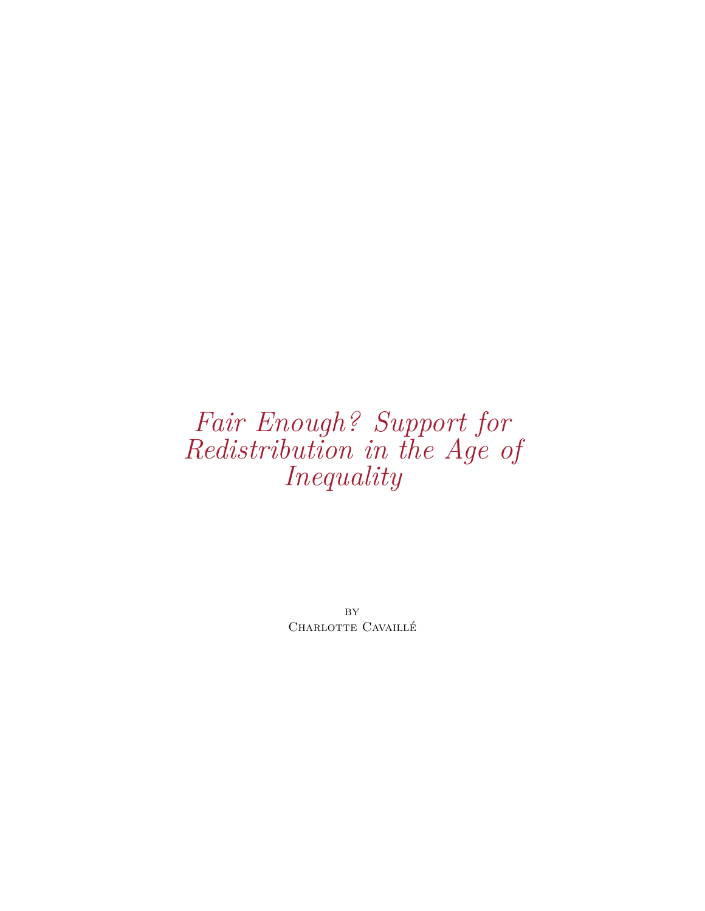# *Fair Enough? Support for Redistribution in the Age of Inequality*

by
Charlotte Cavaillé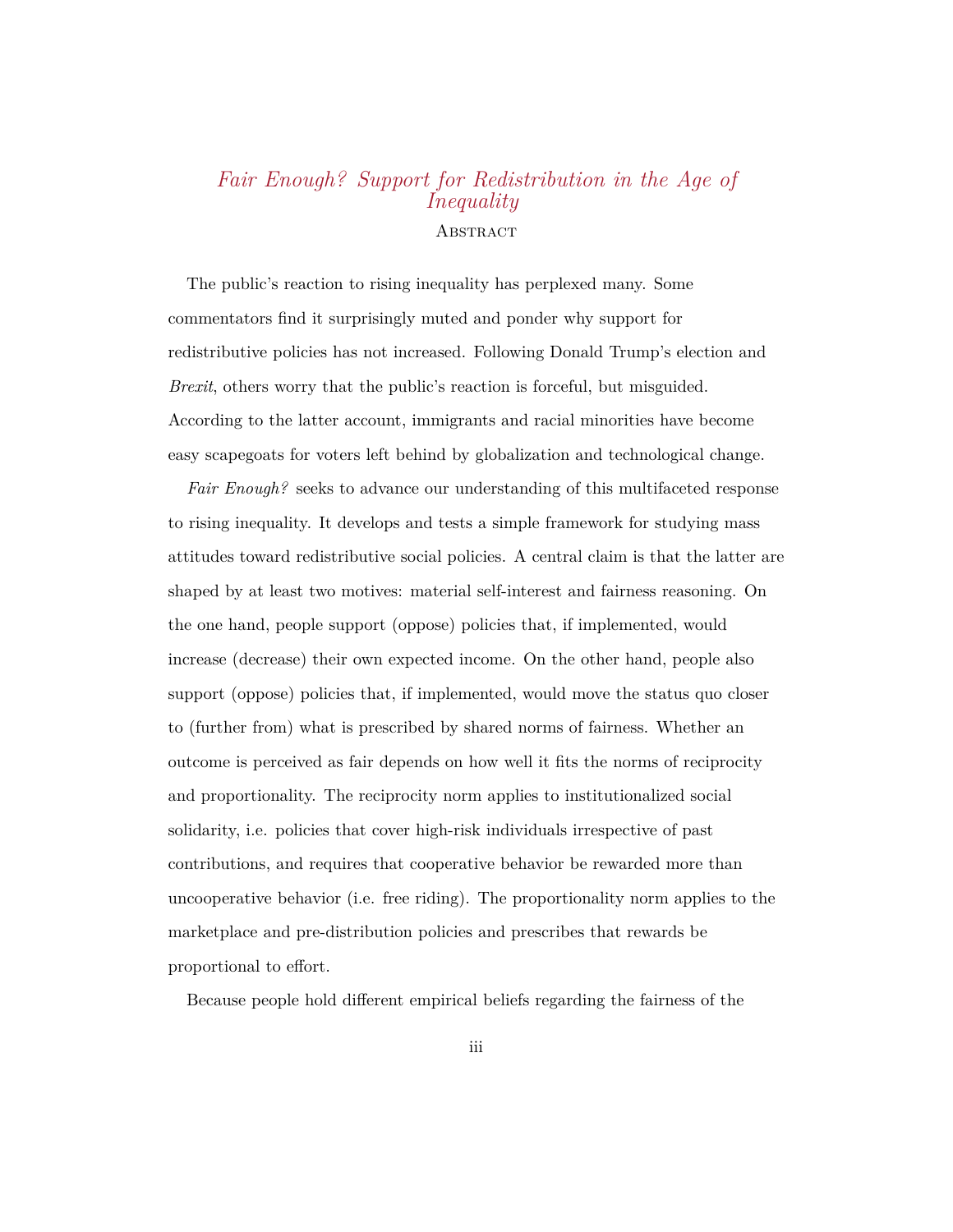# *Fair Enough? Support for Redistribution in the Age of Inequality*

## Abstract

The public's reaction to rising inequality has perplexed many. Some commentators find it surprisingly muted and ponder why support for redistributive policies has not increased. Following Donald Trump's election and *Brexit*, others worry that the public's reaction is forceful, but misguided. According to the latter account, immigrants and racial minorities have become easy scapegoats for voters left behind by globalization and technological change.

*Fair Enough?* seeks to advance our understanding of this multifaceted response to rising inequality. It develops and tests a simple framework for studying mass attitudes toward redistributive social policies. A central claim is that the latter are shaped by at least two motives: material self-interest and fairness reasoning. On the one hand, people support (oppose) policies that, if implemented, would increase (decrease) their own expected income. On the other hand, people also support (oppose) policies that, if implemented, would move the status quo closer to (further from) what is prescribed by shared norms of fairness. Whether an outcome is perceived as fair depends on how well it fits the norms of reciprocity and proportionality. The reciprocity norm applies to institutionalized social solidarity, i.e. policies that cover high-risk individuals irrespective of past contributions, and requires that cooperative behavior be rewarded more than uncooperative behavior (i.e. free riding). The proportionality norm applies to the marketplace and pre-distribution policies and prescribes that rewards be proportional to effort.

Because people hold different empirical beliefs regarding the fairness of the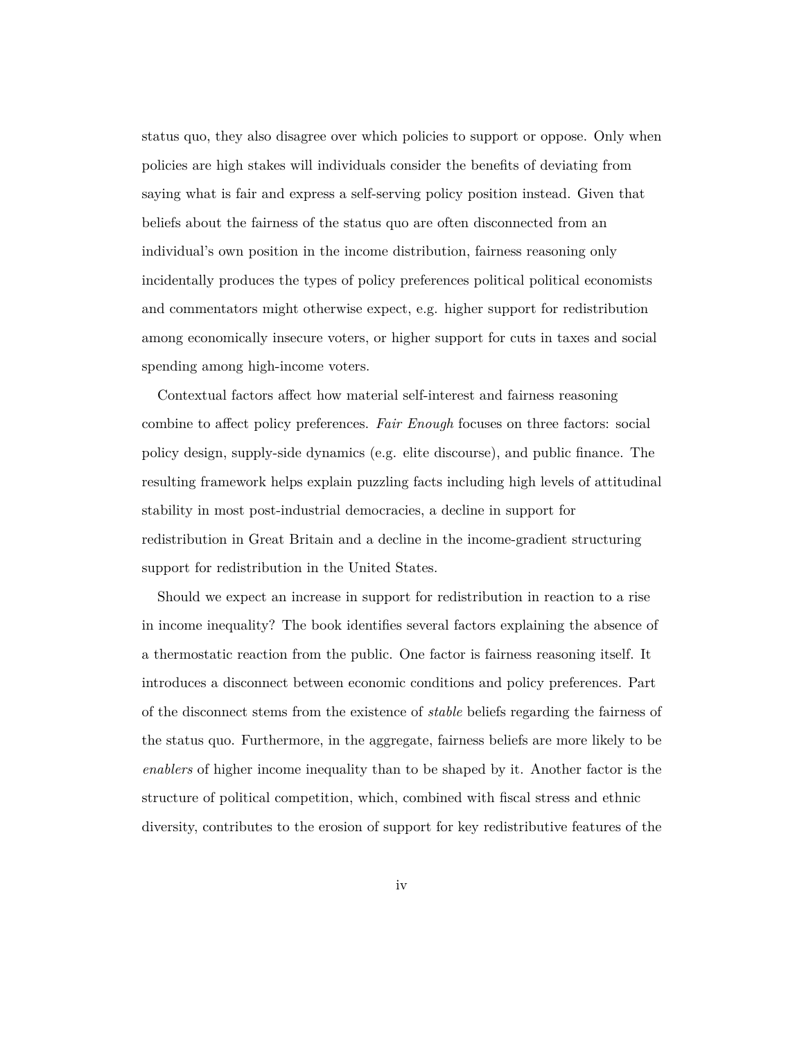status quo, they also disagree over which policies to support or oppose. Only when policies are high stakes will individuals consider the benefits of deviating from saying what is fair and express a self-serving policy position instead. Given that beliefs about the fairness of the status quo are often disconnected from an individual's own position in the income distribution, fairness reasoning only incidentally produces the types of policy preferences political political economists and commentators might otherwise expect, e.g. higher support for redistribution among economically insecure voters, or higher support for cuts in taxes and social spending among high-income voters.

Contextual factors affect how material self-interest and fairness reasoning combine to affect policy preferences. *Fair Enough* focuses on three factors: social policy design, supply-side dynamics (e.g. elite discourse), and public finance. The resulting framework helps explain puzzling facts including high levels of attitudinal stability in most post-industrial democracies, a decline in support for redistribution in Great Britain and a decline in the income-gradient structuring support for redistribution in the United States.

Should we expect an increase in support for redistribution in reaction to a rise in income inequality? The book identifies several factors explaining the absence of a thermostatic reaction from the public. One factor is fairness reasoning itself. It introduces a disconnect between economic conditions and policy preferences. Part of the disconnect stems from the existence of *stable* beliefs regarding the fairness of the status quo. Furthermore, in the aggregate, fairness beliefs are more likely to be *enablers* of higher income inequality than to be shaped by it. Another factor is the structure of political competition, which, combined with fiscal stress and ethnic diversity, contributes to the erosion of support for key redistributive features of the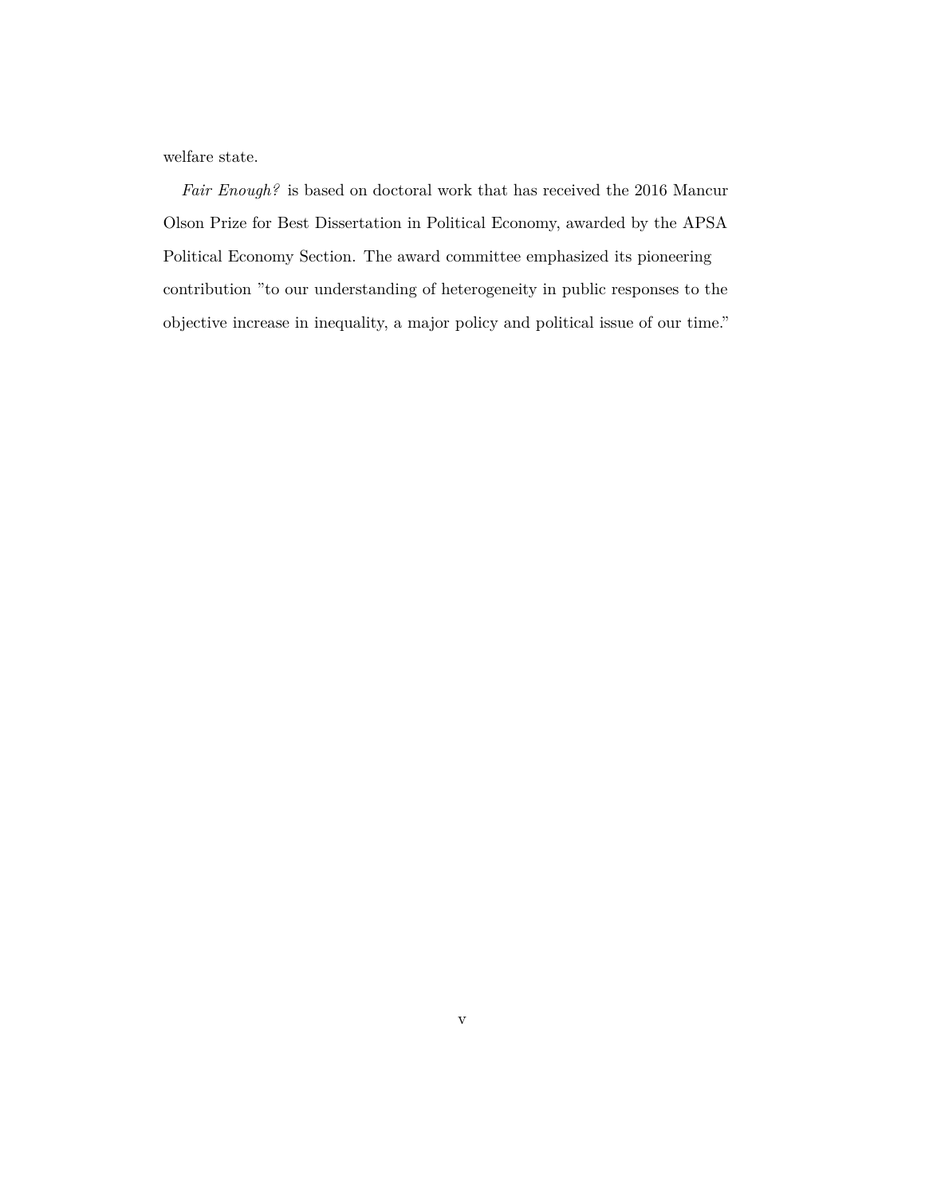welfare state.

*Fair Enough?* is based on doctoral work that has received the 2016 Mancur Olson Prize for Best Dissertation in Political Economy, awarded by the APSA Political Economy Section. The award committee emphasized its pioneering contribution ”to our understanding of heterogeneity in public responses to the objective increase in inequality, a major policy and political issue of our time.”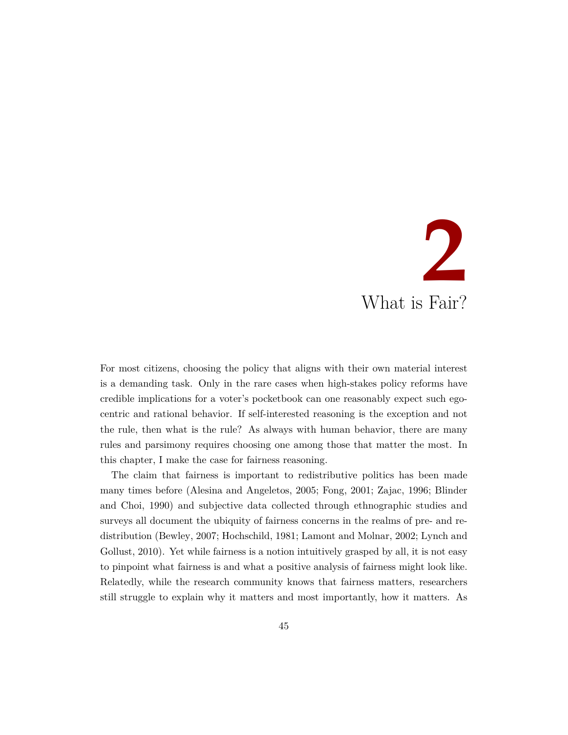# 2

# What is Fair?

For most citizens, choosing the policy that aligns with their own material interest is a demanding task. Only in the rare cases when high-stakes policy reforms have credible implications for a voter's pocketbook can one reasonably expect such egocentric and rational behavior. If self-interested reasoning is the exception and not the rule, then what is the rule? As always with human behavior, there are many rules and parsimony requires choosing one among those that matter the most. In this chapter, I make the case for fairness reasoning.

The claim that fairness is important to redistributive politics has been made many times before (Alesina and Angeletos, 2005; Fong, 2001; Zajac, 1996; Blinder and Choi, 1990) and subjective data collected through ethnographic studies and surveys all document the ubiquity of fairness concerns in the realms of pre- and redistribution (Bewley, 2007; Hochschild, 1981; Lamont and Molnar, 2002; Lynch and Gollust, 2010). Yet while fairness is a notion intuitively grasped by all, it is not easy to pinpoint what fairness is and what a positive analysis of fairness might look like. Relatedly, while the research community knows that fairness matters, researchers still struggle to explain why it matters and most importantly, how it matters. As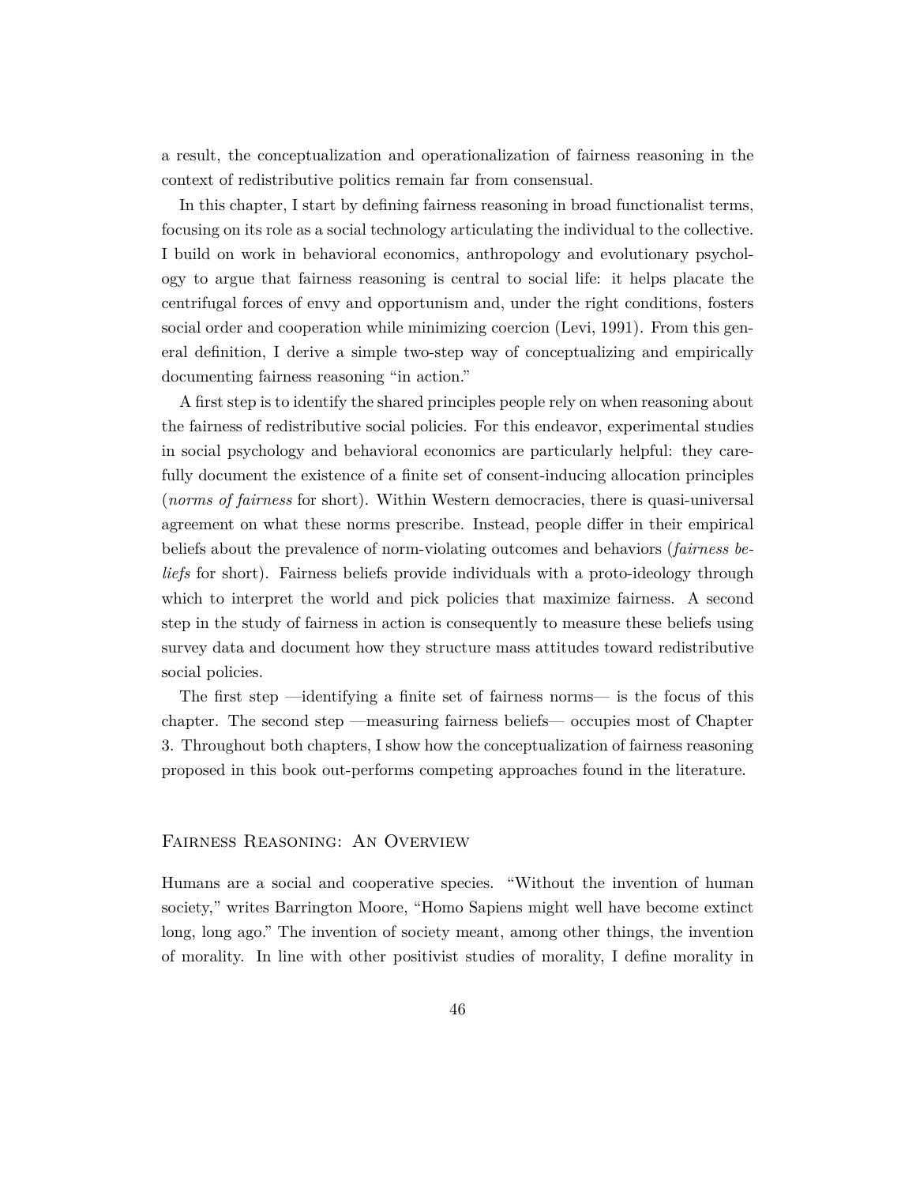a result, the conceptualization and operationalization of fairness reasoning in the context of redistributive politics remain far from consensual.

In this chapter, I start by defining fairness reasoning in broad functionalist terms, focusing on its role as a social technology articulating the individual to the collective. I build on work in behavioral economics, anthropology and evolutionary psychology to argue that fairness reasoning is central to social life: it helps placate the centrifugal forces of envy and opportunism and, under the right conditions, fosters social order and cooperation while minimizing coercion (Levi, 1991). From this general definition, I derive a simple two-step way of conceptualizing and empirically documenting fairness reasoning "in action."

A first step is to identify the shared principles people rely on when reasoning about the fairness of redistributive social policies. For this endeavor, experimental studies in social psychology and behavioral economics are particularly helpful: they carefully document the existence of a finite set of consent-inducing allocation principles (*norms of fairness* for short). Within Western democracies, there is quasi-universal agreement on what these norms prescribe. Instead, people differ in their empirical beliefs about the prevalence of norm-violating outcomes and behaviors (*fairness beliefs* for short). Fairness beliefs provide individuals with a proto-ideology through which to interpret the world and pick policies that maximize fairness. A second step in the study of fairness in action is consequently to measure these beliefs using survey data and document how they structure mass attitudes toward redistributive social policies.

The first step —identifying a finite set of fairness norms— is the focus of this chapter. The second step —measuring fairness beliefs— occupies most of Chapter 3. Throughout both chapters, I show how the conceptualization of fairness reasoning proposed in this book out-performs competing approaches found in the literature.

## Fairness Reasoning: An Overview

Humans are a social and cooperative species. "Without the invention of human society," writes Barrington Moore, "Homo Sapiens might well have become extinct long, long ago." The invention of society meant, among other things, the invention of morality. In line with other positivist studies of morality, I define morality in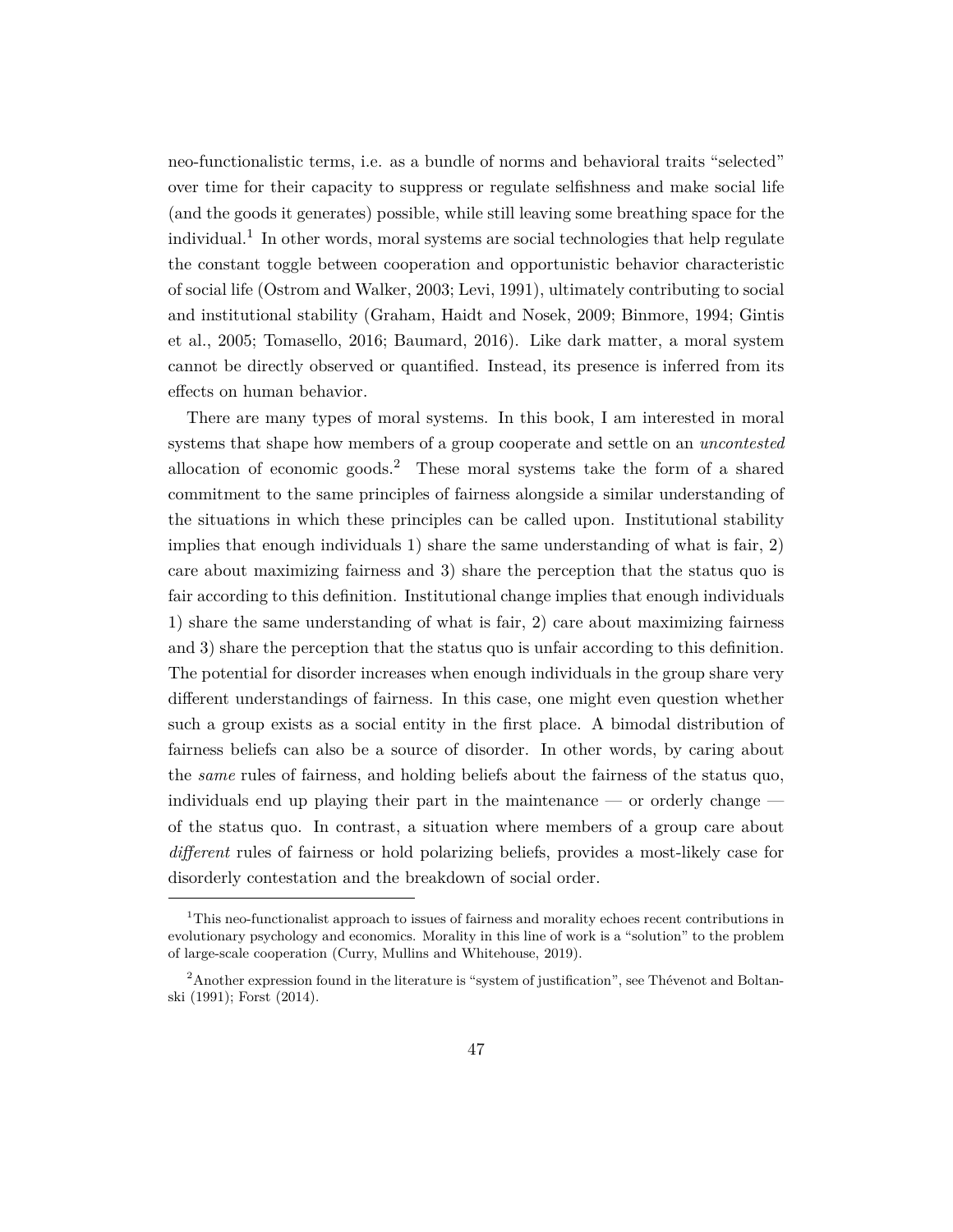neo-functionalistic terms, i.e. as a bundle of norms and behavioral traits "selected" over time for their capacity to suppress or regulate selfishness and make social life (and the goods it generates) possible, while still leaving some breathing space for the individual.[1] In other words, moral systems are social technologies that help regulate the constant toggle between cooperation and opportunistic behavior characteristic of social life (Ostrom and Walker, 2003; Levi, 1991), ultimately contributing to social and institutional stability (Graham, Haidt and Nosek, 2009; Binmore, 1994; Gintis et al., 2005; Tomasello, 2016; Baumard, 2016). Like dark matter, a moral system cannot be directly observed or quantified. Instead, its presence is inferred from its effects on human behavior.

There are many types of moral systems. In this book, I am interested in moral systems that shape how members of a group cooperate and settle on an *uncontested* allocation of economic goods.[2] These moral systems take the form of a shared commitment to the same principles of fairness alongside a similar understanding of the situations in which these principles can be called upon. Institutional stability implies that enough individuals 1) share the same understanding of what is fair, 2) care about maximizing fairness and 3) share the perception that the status quo is fair according to this definition. Institutional change implies that enough individuals 1) share the same understanding of what is fair, 2) care about maximizing fairness and 3) share the perception that the status quo is unfair according to this definition. The potential for disorder increases when enough individuals in the group share very different understandings of fairness. In this case, one might even question whether such a group exists as a social entity in the first place. A bimodal distribution of fairness beliefs can also be a source of disorder. In other words, by caring about the *same* rules of fairness, and holding beliefs about the fairness of the status quo, individuals end up playing their part in the maintenance — or orderly change — of the status quo. In contrast, a situation where members of a group care about *different* rules of fairness or hold polarizing beliefs, provides a most-likely case for disorderly contestation and the breakdown of social order.

[1] This neo-functionalist approach to issues of fairness and morality echoes recent contributions in evolutionary psychology and economics. Morality in this line of work is a "solution" to the problem of large-scale cooperation (Curry, Mullins and Whitehouse, 2019).

[2] Another expression found in the literature is "system of justification", see Thévenot and Boltanski (1991); Forst (2014).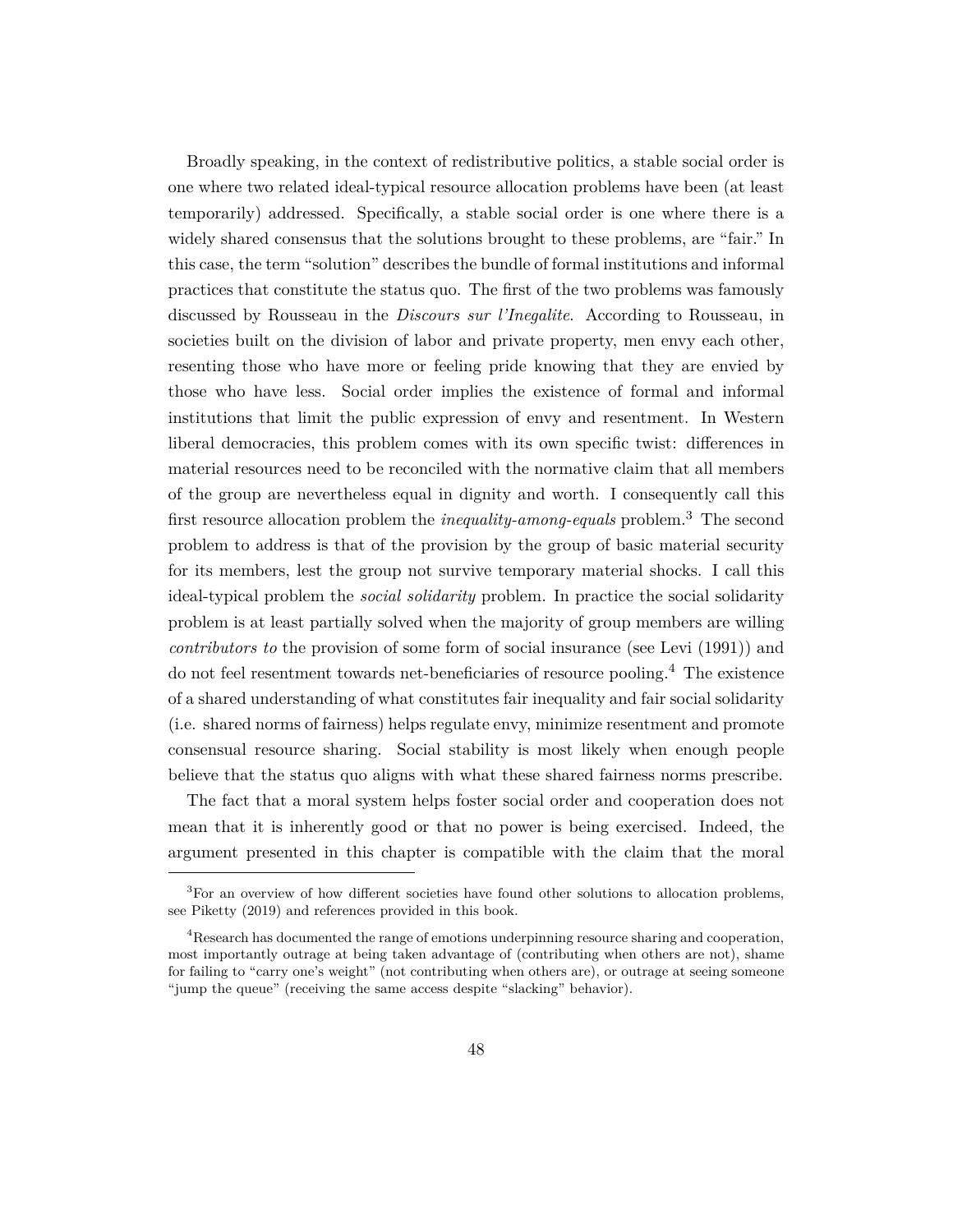Broadly speaking, in the context of redistributive politics, a stable social order is one where two related ideal-typical resource allocation problems have been (at least temporarily) addressed. Specifically, a stable social order is one where there is a widely shared consensus that the solutions brought to these problems, are "fair." In this case, the term "solution" describes the bundle of formal institutions and informal practices that constitute the status quo. The first of the two problems was famously discussed by Rousseau in the *Discours sur l'Inegalite*. According to Rousseau, in societies built on the division of labor and private property, men envy each other, resenting those who have more or feeling pride knowing that they are envied by those who have less. Social order implies the existence of formal and informal institutions that limit the public expression of envy and resentment. In Western liberal democracies, this problem comes with its own specific twist: differences in material resources need to be reconciled with the normative claim that all members of the group are nevertheless equal in dignity and worth. I consequently call this first resource allocation problem the *inequality-among-equals* problem.[3] The second problem to address is that of the provision by the group of basic material security for its members, lest the group not survive temporary material shocks. I call this ideal-typical problem the *social solidarity* problem. In practice the social solidarity problem is at least partially solved when the majority of group members are willing *contributors to* the provision of some form of social insurance (see Levi (1991)) and do not feel resentment towards net-beneficiaries of resource pooling.[4] The existence of a shared understanding of what constitutes fair inequality and fair social solidarity (i.e. shared norms of fairness) helps regulate envy, minimize resentment and promote consensual resource sharing. Social stability is most likely when enough people believe that the status quo aligns with what these shared fairness norms prescribe.

The fact that a moral system helps foster social order and cooperation does not mean that it is inherently good or that no power is being exercised. Indeed, the argument presented in this chapter is compatible with the claim that the moral

[3]For an overview of how different societies have found other solutions to allocation problems, see Piketty (2019) and references provided in this book.

[4]Research has documented the range of emotions underpinning resource sharing and cooperation, most importantly outrage at being taken advantage of (contributing when others are not), shame for failing to "carry one's weight" (not contributing when others are), or outrage at seeing someone "jump the queue" (receiving the same access despite "slacking" behavior).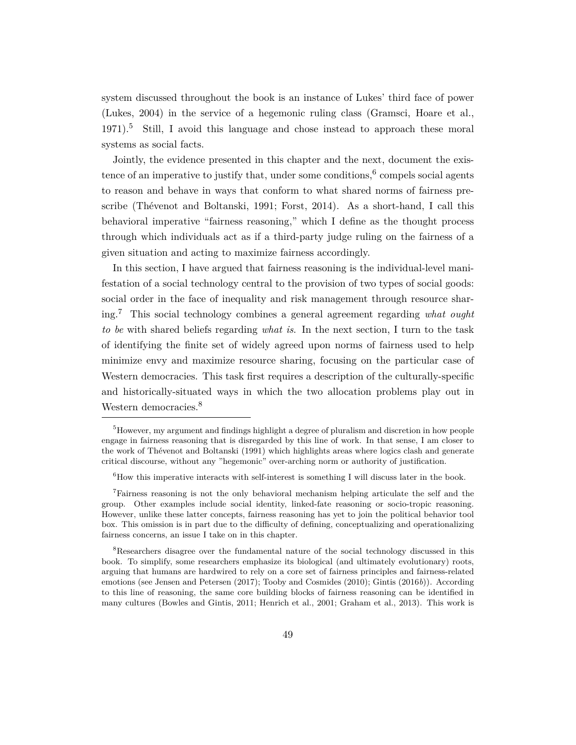system discussed throughout the book is an instance of Lukes' third face of power (Lukes, 2004) in the service of a hegemonic ruling class (Gramsci, Hoare et al., 1971).[5] Still, I avoid this language and chose instead to approach these moral systems as social facts.

Jointly, the evidence presented in this chapter and the next, document the existence of an imperative to justify that, under some conditions,[6] compels social agents to reason and behave in ways that conform to what shared norms of fairness prescribe (Thévenot and Boltanski, 1991; Forst, 2014). As a short-hand, I call this behavioral imperative "fairness reasoning," which I define as the thought process through which individuals act as if a third-party judge ruling on the fairness of a given situation and acting to maximize fairness accordingly.

In this section, I have argued that fairness reasoning is the individual-level manifestation of a social technology central to the provision of two types of social goods: social order in the face of inequality and risk management through resource sharing.[7] This social technology combines a general agreement regarding *what ought to be* with shared beliefs regarding *what is*. In the next section, I turn to the task of identifying the finite set of widely agreed upon norms of fairness used to help minimize envy and maximize resource sharing, focusing on the particular case of Western democracies. This task first requires a description of the culturally-specific and historically-situated ways in which the two allocation problems play out in Western democracies.[8]

---

[5] However, my argument and findings highlight a degree of pluralism and discretion in how people engage in fairness reasoning that is disregarded by this line of work. In that sense, I am closer to the work of Thévenot and Boltanski (1991) which highlights areas where logics clash and generate critical discourse, without any "hegemonic" over-arching norm or authority of justification.

[6] How this imperative interacts with self-interest is something I will discuss later in the book.

[7] Fairness reasoning is not the only behavioral mechanism helping articulate the self and the group. Other examples include social identity, linked-fate reasoning or socio-tropic reasoning. However, unlike these latter concepts, fairness reasoning has yet to join the political behavior tool box. This omission is in part due to the difficulty of defining, conceptualizing and operationalizing fairness concerns, an issue I take on in this chapter.

[8] Researchers disagree over the fundamental nature of the social technology discussed in this book. To simplify, some researchers emphasize its biological (and ultimately evolutionary) roots, arguing that humans are hardwired to rely on a core set of fairness principles and fairness-related emotions (see Jensen and Petersen (2017); Tooby and Cosmides (2010); Gintis (2016*b*)). According to this line of reasoning, the same core building blocks of fairness reasoning can be identified in many cultures (Bowles and Gintis, 2011; Henrich et al., 2001; Graham et al., 2013). This work is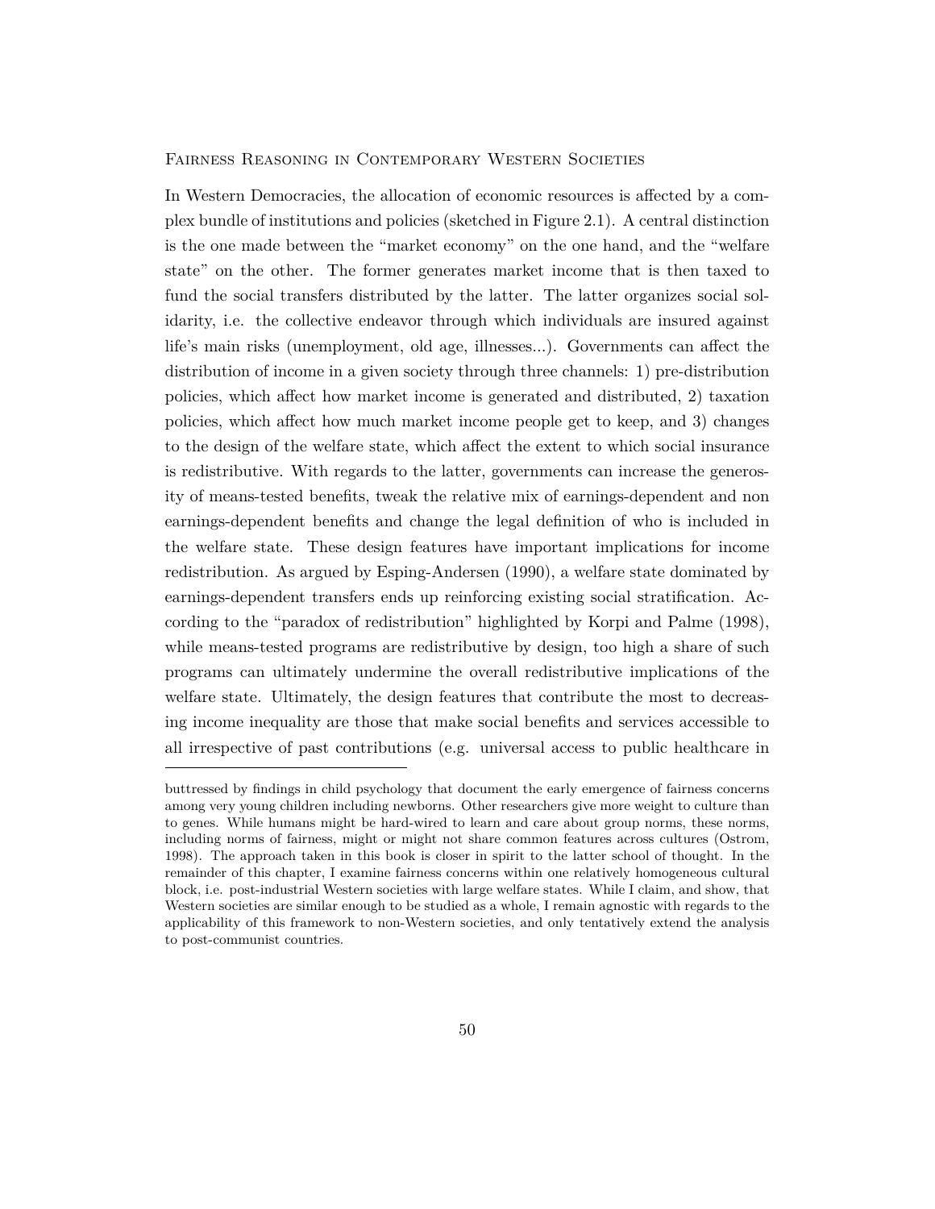## Fairness Reasoning in Contemporary Western Societies

In Western Democracies, the allocation of economic resources is affected by a complex bundle of institutions and policies (sketched in Figure 2.1). A central distinction is the one made between the "market economy" on the one hand, and the "welfare state" on the other. The former generates market income that is then taxed to fund the social transfers distributed by the latter. The latter organizes social solidarity, i.e. the collective endeavor through which individuals are insured against life's main risks (unemployment, old age, illnesses...). Governments can affect the distribution of income in a given society through three channels: 1) pre-distribution policies, which affect how market income is generated and distributed, 2) taxation policies, which affect how much market income people get to keep, and 3) changes to the design of the welfare state, which affect the extent to which social insurance is redistributive. With regards to the latter, governments can increase the generosity of means-tested benefits, tweak the relative mix of earnings-dependent and non earnings-dependent benefits and change the legal definition of who is included in the welfare state. These design features have important implications for income redistribution. As argued by Esping-Andersen (1990), a welfare state dominated by earnings-dependent transfers ends up reinforcing existing social stratification. According to the "paradox of redistribution" highlighted by Korpi and Palme (1998), while means-tested programs are redistributive by design, too high a share of such programs can ultimately undermine the overall redistributive implications of the welfare state. Ultimately, the design features that contribute the most to decreasing income inequality are those that make social benefits and services accessible to all irrespective of past contributions (e.g. universal access to public healthcare in

---

buttressed by findings in child psychology that document the early emergence of fairness concerns among very young children including newborns. Other researchers give more weight to culture than to genes. While humans might be hard-wired to learn and care about group norms, these norms, including norms of fairness, might or might not share common features across cultures (Ostrom, 1998). The approach taken in this book is closer in spirit to the latter school of thought. In the remainder of this chapter, I examine fairness concerns within one relatively homogeneous cultural block, i.e. post-industrial Western societies with large welfare states. While I claim, and show, that Western societies are similar enough to be studied as a whole, I remain agnostic with regards to the applicability of this framework to non-Western societies, and only tentatively extend the analysis to post-communist countries.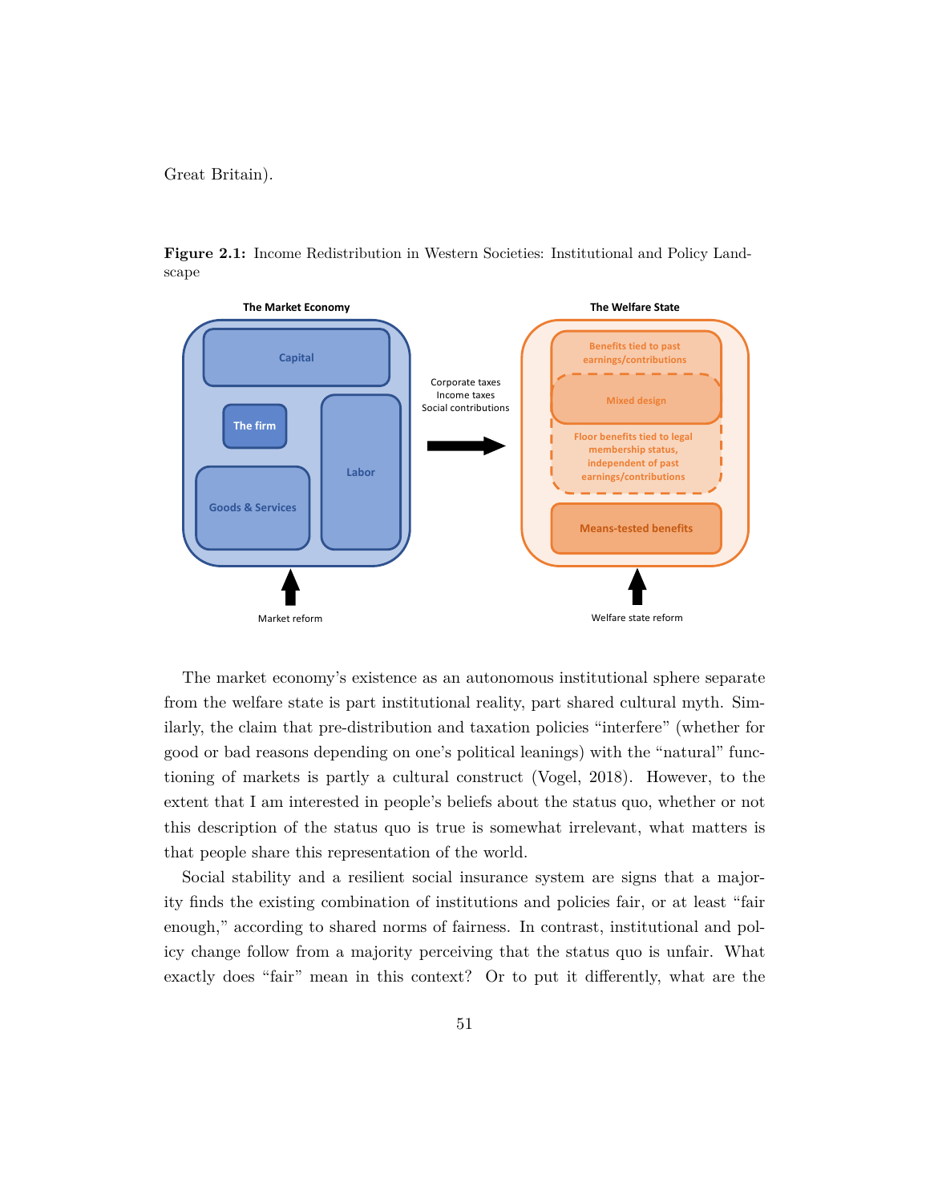Great Britain).

**Figure 2.1:** Income Redistribution in Western Societies: Institutional and Policy Landscape

The market economy's existence as an autonomous institutional sphere separate from the welfare state is part institutional reality, part shared cultural myth. Similarly, the claim that pre-distribution and taxation policies "interfere" (whether for good or bad reasons depending on one's political leanings) with the "natural" functioning of markets is partly a cultural construct (Vogel, 2018). However, to the extent that I am interested in people's beliefs about the status quo, whether or not this description of the status quo is true is somewhat irrelevant, what matters is that people share this representation of the world.

Social stability and a resilient social insurance system are signs that a majority finds the existing combination of institutions and policies fair, or at least "fair enough," according to shared norms of fairness. In contrast, institutional and policy change follow from a majority perceiving that the status quo is unfair. What exactly does "fair" mean in this context? Or to put it differently, what are the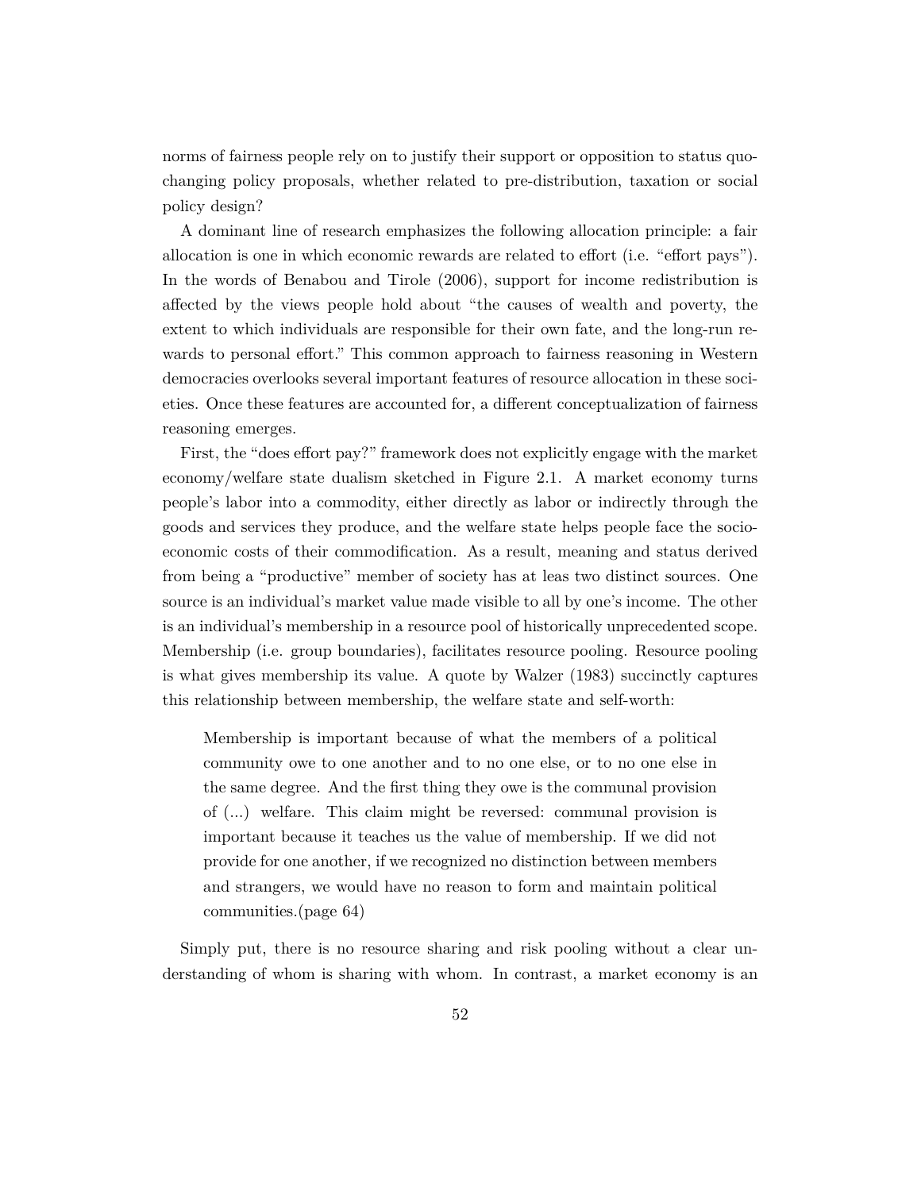norms of fairness people rely on to justify their support or opposition to status quo-changing policy proposals, whether related to pre-distribution, taxation or social policy design?

A dominant line of research emphasizes the following allocation principle: a fair allocation is one in which economic rewards are related to effort (i.e. "effort pays"). In the words of Benabou and Tirole (2006), support for income redistribution is affected by the views people hold about "the causes of wealth and poverty, the extent to which individuals are responsible for their own fate, and the long-run rewards to personal effort." This common approach to fairness reasoning in Western democracies overlooks several important features of resource allocation in these societies. Once these features are accounted for, a different conceptualization of fairness reasoning emerges.

First, the "does effort pay?" framework does not explicitly engage with the market economy/welfare state dualism sketched in Figure 2.1. A market economy turns people's labor into a commodity, either directly as labor or indirectly through the goods and services they produce, and the welfare state helps people face the socio-economic costs of their commodification. As a result, meaning and status derived from being a "productive" member of society has at leas two distinct sources. One source is an individual's market value made visible to all by one's income. The other is an individual's membership in a resource pool of historically unprecedented scope. Membership (i.e. group boundaries), facilitates resource pooling. Resource pooling is what gives membership its value. A quote by Walzer (1983) succinctly captures this relationship between membership, the welfare state and self-worth:

> Membership is important because of what the members of a political community owe to one another and to no one else, or to no one else in the same degree. And the first thing they owe is the communal provision of (...) welfare. This claim might be reversed: communal provision is important because it teaches us the value of membership. If we did not provide for one another, if we recognized no distinction between members and strangers, we would have no reason to form and maintain political communities.(page 64)

Simply put, there is no resource sharing and risk pooling without a clear understanding of whom is sharing with whom. In contrast, a market economy is an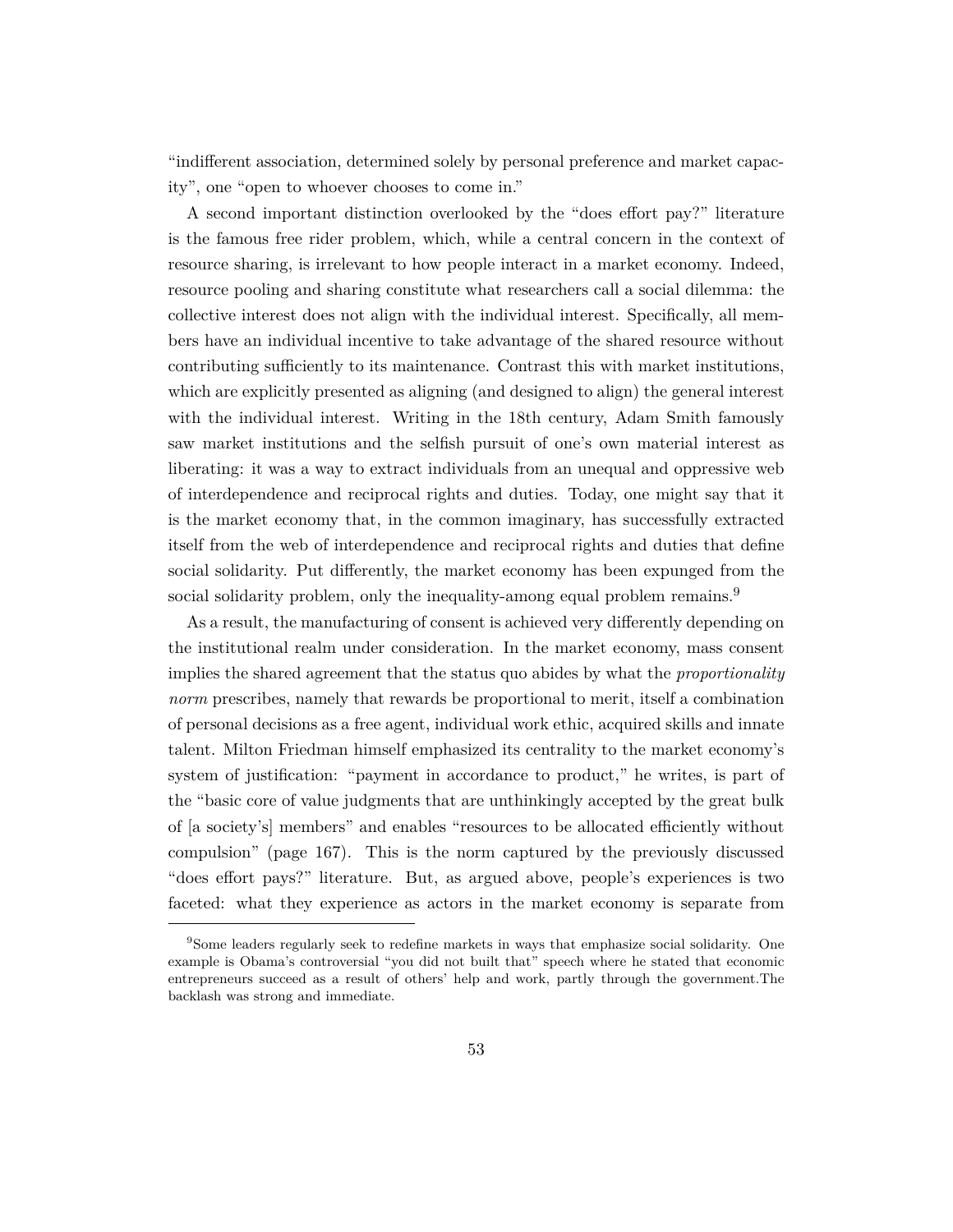"indifferent association, determined solely by personal preference and market capacity", one "open to whoever chooses to come in."

A second important distinction overlooked by the "does effort pay?" literature is the famous free rider problem, which, while a central concern in the context of resource sharing, is irrelevant to how people interact in a market economy. Indeed, resource pooling and sharing constitute what researchers call a social dilemma: the collective interest does not align with the individual interest. Specifically, all members have an individual incentive to take advantage of the shared resource without contributing sufficiently to its maintenance. Contrast this with market institutions, which are explicitly presented as aligning (and designed to align) the general interest with the individual interest. Writing in the 18th century, Adam Smith famously saw market institutions and the selfish pursuit of one's own material interest as liberating: it was a way to extract individuals from an unequal and oppressive web of interdependence and reciprocal rights and duties. Today, one might say that it is the market economy that, in the common imaginary, has successfully extracted itself from the web of interdependence and reciprocal rights and duties that define social solidarity. Put differently, the market economy has been expunged from the social solidarity problem, only the inequality-among equal problem remains.[9]

As a result, the manufacturing of consent is achieved very differently depending on the institutional realm under consideration. In the market economy, mass consent implies the shared agreement that the status quo abides by what the *proportionality norm* prescribes, namely that rewards be proportional to merit, itself a combination of personal decisions as a free agent, individual work ethic, acquired skills and innate talent. Milton Friedman himself emphasized its centrality to the market economy's system of justification: "payment in accordance to product," he writes, is part of the "basic core of value judgments that are unthinkingly accepted by the great bulk of [a society's] members" and enables "resources to be allocated efficiently without compulsion" (page 167). This is the norm captured by the previously discussed "does effort pays?" literature. But, as argued above, people's experiences is two faceted: what they experience as actors in the market economy is separate from

[9]Some leaders regularly seek to redefine markets in ways that emphasize social solidarity. One example is Obama's controversial "you did not built that" speech where he stated that economic entrepreneurs succeed as a result of others' help and work, partly through the government.The backlash was strong and immediate.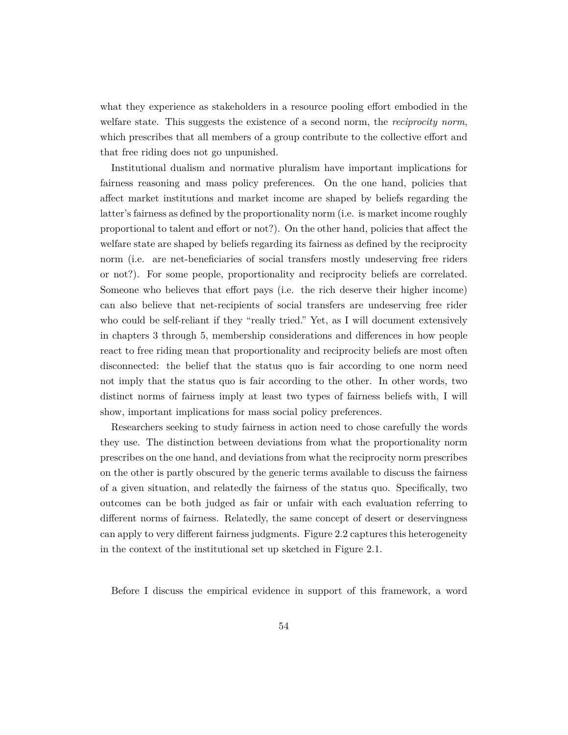what they experience as stakeholders in a resource pooling effort embodied in the welfare state. This suggests the existence of a second norm, the *reciprocity norm*, which prescribes that all members of a group contribute to the collective effort and that free riding does not go unpunished.

Institutional dualism and normative pluralism have important implications for fairness reasoning and mass policy preferences. On the one hand, policies that affect market institutions and market income are shaped by beliefs regarding the latter's fairness as defined by the proportionality norm (i.e. is market income roughly proportional to talent and effort or not?). On the other hand, policies that affect the welfare state are shaped by beliefs regarding its fairness as defined by the reciprocity norm (i.e. are net-beneficiaries of social transfers mostly undeserving free riders or not?). For some people, proportionality and reciprocity beliefs are correlated. Someone who believes that effort pays (i.e. the rich deserve their higher income) can also believe that net-recipients of social transfers are undeserving free rider who could be self-reliant if they "really tried." Yet, as I will document extensively in chapters 3 through 5, membership considerations and differences in how people react to free riding mean that proportionality and reciprocity beliefs are most often disconnected: the belief that the status quo is fair according to one norm need not imply that the status quo is fair according to the other. In other words, two distinct norms of fairness imply at least two types of fairness beliefs with, I will show, important implications for mass social policy preferences.

Researchers seeking to study fairness in action need to chose carefully the words they use. The distinction between deviations from what the proportionality norm prescribes on the one hand, and deviations from what the reciprocity norm prescribes on the other is partly obscured by the generic terms available to discuss the fairness of a given situation, and relatedly the fairness of the status quo. Specifically, two outcomes can be both judged as fair or unfair with each evaluation referring to different norms of fairness. Relatedly, the same concept of desert or deservingness can apply to very different fairness judgments. Figure 2.2 captures this heterogeneity in the context of the institutional set up sketched in Figure 2.1.

Before I discuss the empirical evidence in support of this framework, a word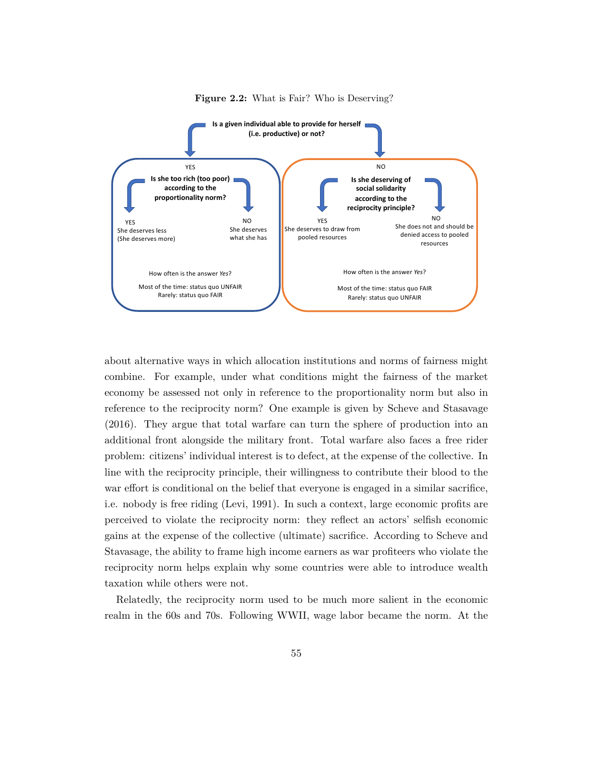**Figure 2.2:** What is Fair? Who is Deserving?

**Is a given individual able to provide for herself (i.e. productive) or not?**

YES

**Is she too rich (too poor) according to the proportionality norm?**

YES
She deserves less
(She deserves more)

NO
She deserves what she has

How often is the answer *Yes*?

Most of the time: status quo UNFAIR
Rarely: status quo FAIR

NO

**Is she deserving of social solidarity according to the reciprocity principle?**

YES
She deserves to draw from pooled resources

NO
She does not and should be denied access to pooled resources

How often is the answer *Yes*?

Most of the time: status quo FAIR
Rarely: status quo UNFAIR

about alternative ways in which allocation institutions and norms of fairness might combine. For example, under what conditions might the fairness of the market economy be assessed not only in reference to the proportionality norm but also in reference to the reciprocity norm? One example is given by Scheve and Stasavage (2016). They argue that total warfare can turn the sphere of production into an additional front alongside the military front. Total warfare also faces a free rider problem: citizens' individual interest is to defect, at the expense of the collective. In line with the reciprocity principle, their willingness to contribute their blood to the war effort is conditional on the belief that everyone is engaged in a similar sacrifice, i.e. nobody is free riding (Levi, 1991). In such a context, large economic profits are perceived to violate the reciprocity norm: they reflect an actors' selfish economic gains at the expense of the collective (ultimate) sacrifice. According to Scheve and Stavasage, the ability to frame high income earners as war profiteers who violate the reciprocity norm helps explain why some countries were able to introduce wealth taxation while others were not.

Relatedly, the reciprocity norm used to be much more salient in the economic realm in the 60s and 70s. Following WWII, wage labor became the norm. At the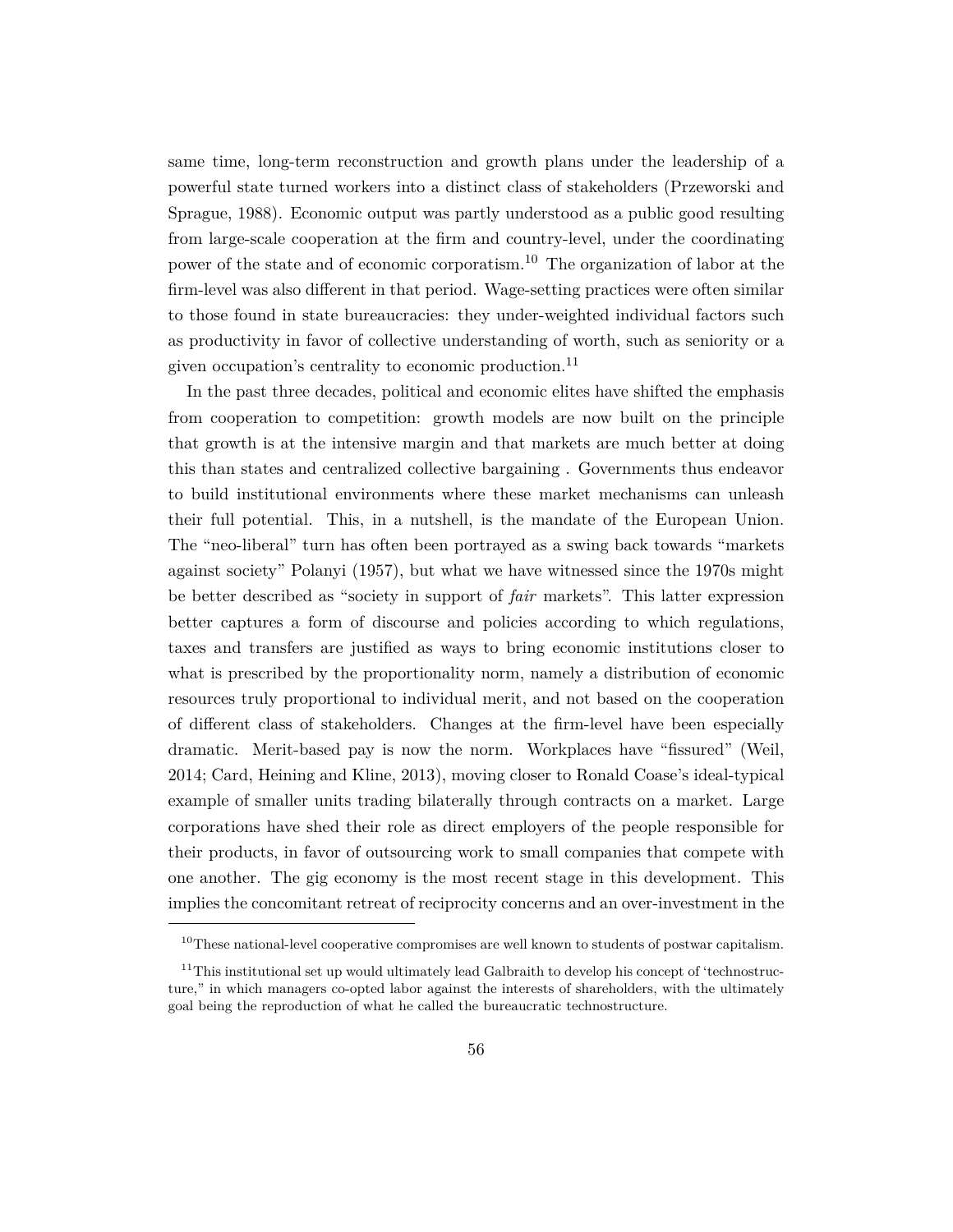same time, long-term reconstruction and growth plans under the leadership of a powerful state turned workers into a distinct class of stakeholders (Przeworski and Sprague, 1988). Economic output was partly understood as a public good resulting from large-scale cooperation at the firm and country-level, under the coordinating power of the state and of economic corporatism.[10] The organization of labor at the firm-level was also different in that period. Wage-setting practices were often similar to those found in state bureaucracies: they under-weighted individual factors such as productivity in favor of collective understanding of worth, such as seniority or a given occupation's centrality to economic production.[11]

In the past three decades, political and economic elites have shifted the emphasis from cooperation to competition: growth models are now built on the principle that growth is at the intensive margin and that markets are much better at doing this than states and centralized collective bargaining . Governments thus endeavor to build institutional environments where these market mechanisms can unleash their full potential. This, in a nutshell, is the mandate of the European Union. The "neo-liberal" turn has often been portrayed as a swing back towards "markets against society" Polanyi (1957), but what we have witnessed since the 1970s might be better described as "society in support of *fair* markets". This latter expression better captures a form of discourse and policies according to which regulations, taxes and transfers are justified as ways to bring economic institutions closer to what is prescribed by the proportionality norm, namely a distribution of economic resources truly proportional to individual merit, and not based on the cooperation of different class of stakeholders. Changes at the firm-level have been especially dramatic. Merit-based pay is now the norm. Workplaces have "fissured" (Weil, 2014; Card, Heining and Kline, 2013), moving closer to Ronald Coase's ideal-typical example of smaller units trading bilaterally through contracts on a market. Large corporations have shed their role as direct employers of the people responsible for their products, in favor of outsourcing work to small companies that compete with one another. The gig economy is the most recent stage in this development. This implies the concomitant retreat of reciprocity concerns and an over-investment in the

[10] These national-level cooperative compromises are well known to students of postwar capitalism.

[11] This institutional set up would ultimately lead Galbraith to develop his concept of 'technostructure," in which managers co-opted labor against the interests of shareholders, with the ultimately goal being the reproduction of what he called the bureaucratic technostructure.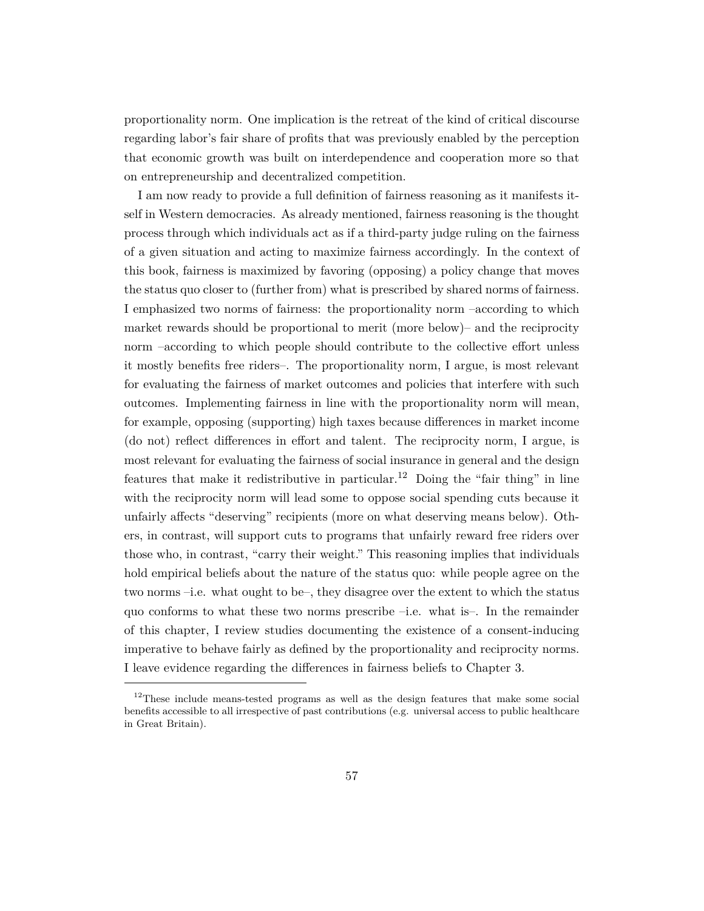proportionality norm. One implication is the retreat of the kind of critical discourse regarding labor's fair share of profits that was previously enabled by the perception that economic growth was built on interdependence and cooperation more so that on entrepreneurship and decentralized competition.

I am now ready to provide a full definition of fairness reasoning as it manifests itself in Western democracies. As already mentioned, fairness reasoning is the thought process through which individuals act as if a third-party judge ruling on the fairness of a given situation and acting to maximize fairness accordingly. In the context of this book, fairness is maximized by favoring (opposing) a policy change that moves the status quo closer to (further from) what is prescribed by shared norms of fairness. I emphasized two norms of fairness: the proportionality norm –according to which market rewards should be proportional to merit (more below)– and the reciprocity norm –according to which people should contribute to the collective effort unless it mostly benefits free riders–. The proportionality norm, I argue, is most relevant for evaluating the fairness of market outcomes and policies that interfere with such outcomes. Implementing fairness in line with the proportionality norm will mean, for example, opposing (supporting) high taxes because differences in market income (do not) reflect differences in effort and talent. The reciprocity norm, I argue, is most relevant for evaluating the fairness of social insurance in general and the design features that make it redistributive in particular.[12] Doing the "fair thing" in line with the reciprocity norm will lead some to oppose social spending cuts because it unfairly affects "deserving" recipients (more on what deserving means below). Others, in contrast, will support cuts to programs that unfairly reward free riders over those who, in contrast, "carry their weight." This reasoning implies that individuals hold empirical beliefs about the nature of the status quo: while people agree on the two norms –i.e. what ought to be–, they disagree over the extent to which the status quo conforms to what these two norms prescribe –i.e. what is–. In the remainder of this chapter, I review studies documenting the existence of a consent-inducing imperative to behave fairly as defined by the proportionality and reciprocity norms. I leave evidence regarding the differences in fairness beliefs to Chapter 3.

[12] These include means-tested programs as well as the design features that make some social benefits accessible to all irrespective of past contributions (e.g. universal access to public healthcare in Great Britain).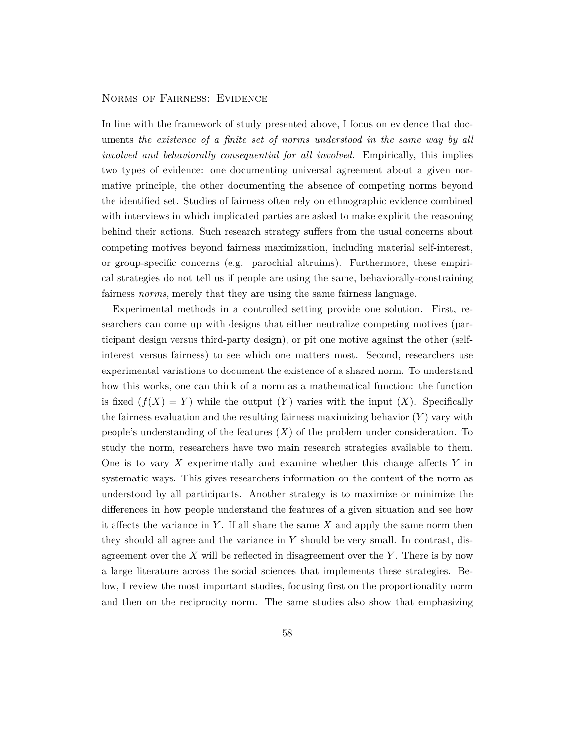## Norms of Fairness: Evidence

In line with the framework of study presented above, I focus on evidence that documents *the existence of a finite set of norms understood in the same way by all involved and behaviorally consequential for all involved.* Empirically, this implies two types of evidence: one documenting universal agreement about a given normative principle, the other documenting the absence of competing norms beyond the identified set. Studies of fairness often rely on ethnographic evidence combined with interviews in which implicated parties are asked to make explicit the reasoning behind their actions. Such research strategy suffers from the usual concerns about competing motives beyond fairness maximization, including material self-interest, or group-specific concerns (e.g. parochial altruims). Furthermore, these empirical strategies do not tell us if people are using the same, behaviorally-constraining fairness *norms*, merely that they are using the same fairness language.

Experimental methods in a controlled setting provide one solution. First, researchers can come up with designs that either neutralize competing motives (participant design versus third-party design), or pit one motive against the other (self-interest versus fairness) to see which one matters most. Second, researchers use experimental variations to document the existence of a shared norm. To understand how this works, one can think of a norm as a mathematical function: the function is fixed ($f(X) = Y$) while the output ($Y$) varies with the input ($X$). Specifically the fairness evaluation and the resulting fairness maximizing behavior ($Y$) vary with people's understanding of the features ($X$) of the problem under consideration. To study the norm, researchers have two main research strategies available to them. One is to vary $X$ experimentally and examine whether this change affects $Y$ in systematic ways. This gives researchers information on the content of the norm as understood by all participants. Another strategy is to maximize or minimize the differences in how people understand the features of a given situation and see how it affects the variance in $Y$. If all share the same $X$ and apply the same norm then they should all agree and the variance in $Y$ should be very small. In contrast, disagreement over the $X$ will be reflected in disagreement over the $Y$. There is by now a large literature across the social sciences that implements these strategies. Below, I review the most important studies, focusing first on the proportionality norm and then on the reciprocity norm. The same studies also show that emphasizing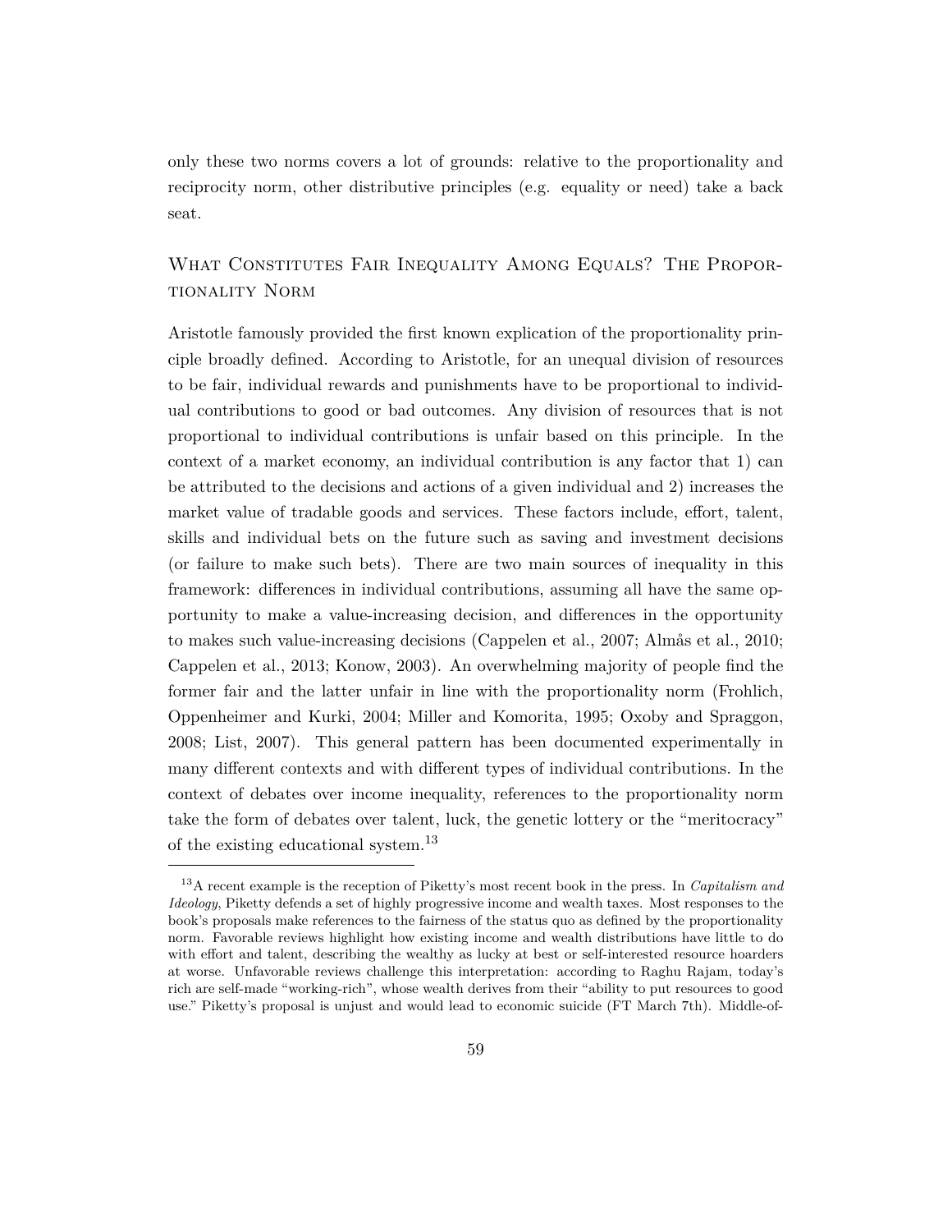only these two norms covers a lot of grounds: relative to the proportionality and reciprocity norm, other distributive principles (e.g. equality or need) take a back seat.

### What Constitutes Fair Inequality Among Equals? The Proportionality Norm

Aristotle famously provided the first known explication of the proportionality principle broadly defined. According to Aristotle, for an unequal division of resources to be fair, individual rewards and punishments have to be proportional to individual contributions to good or bad outcomes. Any division of resources that is not proportional to individual contributions is unfair based on this principle. In the context of a market economy, an individual contribution is any factor that 1) can be attributed to the decisions and actions of a given individual and 2) increases the market value of tradable goods and services. These factors include, effort, talent, skills and individual bets on the future such as saving and investment decisions (or failure to make such bets). There are two main sources of inequality in this framework: differences in individual contributions, assuming all have the same opportunity to make a value-increasing decision, and differences in the opportunity to makes such value-increasing decisions (Cappelen et al., 2007; Almås et al., 2010; Cappelen et al., 2013; Konow, 2003). An overwhelming majority of people find the former fair and the latter unfair in line with the proportionality norm (Frohlich, Oppenheimer and Kurki, 2004; Miller and Komorita, 1995; Oxoby and Spraggon, 2008; List, 2007). This general pattern has been documented experimentally in many different contexts and with different types of individual contributions. In the context of debates over income inequality, references to the proportionality norm take the form of debates over talent, luck, the genetic lottery or the "meritocracy" of the existing educational system.[13]

[13] A recent example is the reception of Piketty's most recent book in the press. In *Capitalism and Ideology*, Piketty defends a set of highly progressive income and wealth taxes. Most responses to the book's proposals make references to the fairness of the status quo as defined by the proportionality norm. Favorable reviews highlight how existing income and wealth distributions have little to do with effort and talent, describing the wealthy as lucky at best or self-interested resource hoarders at worse. Unfavorable reviews challenge this interpretation: according to Raghu Rajam, today's rich are self-made "working-rich", whose wealth derives from their "ability to put resources to good use." Piketty's proposal is unjust and would lead to economic suicide (FT March 7th). Middle-of-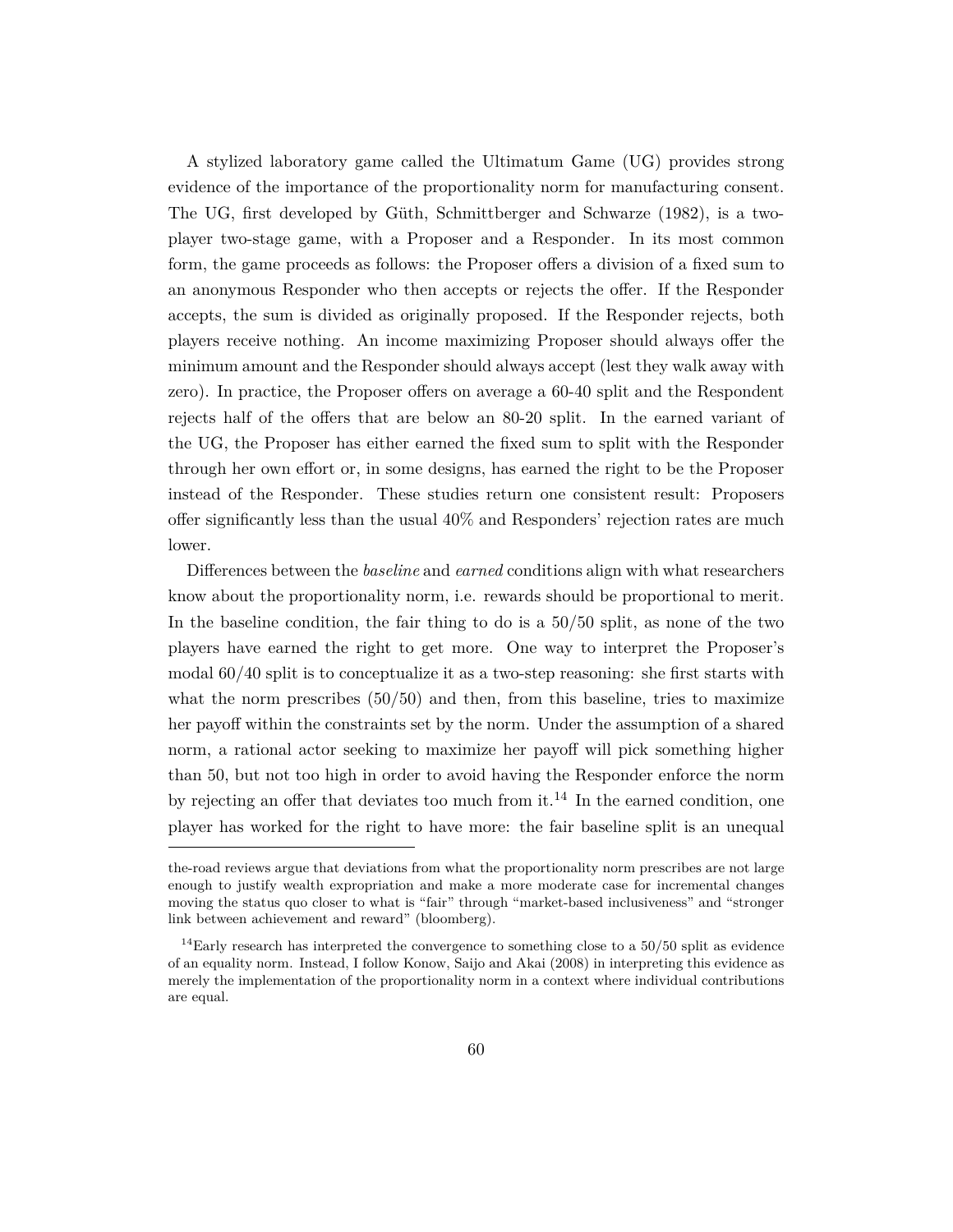A stylized laboratory game called the Ultimatum Game (UG) provides strong evidence of the importance of the proportionality norm for manufacturing consent. The UG, first developed by Güth, Schmittberger and Schwarze (1982), is a two-player two-stage game, with a Proposer and a Responder. In its most common form, the game proceeds as follows: the Proposer offers a division of a fixed sum to an anonymous Responder who then accepts or rejects the offer. If the Responder accepts, the sum is divided as originally proposed. If the Responder rejects, both players receive nothing. An income maximizing Proposer should always offer the minimum amount and the Responder should always accept (lest they walk away with zero). In practice, the Proposer offers on average a 60-40 split and the Respondent rejects half of the offers that are below an 80-20 split. In the earned variant of the UG, the Proposer has either earned the fixed sum to split with the Responder through her own effort or, in some designs, has earned the right to be the Proposer instead of the Responder. These studies return one consistent result: Proposers offer significantly less than the usual 40% and Responders' rejection rates are much lower.

Differences between the *baseline* and *earned* conditions align with what researchers know about the proportionality norm, i.e. rewards should be proportional to merit. In the baseline condition, the fair thing to do is a 50/50 split, as none of the two players have earned the right to get more. One way to interpret the Proposer's modal 60/40 split is to conceptualize it as a two-step reasoning: she first starts with what the norm prescribes (50/50) and then, from this baseline, tries to maximize her payoff within the constraints set by the norm. Under the assumption of a shared norm, a rational actor seeking to maximize her payoff will pick something higher than 50, but not too high in order to avoid having the Responder enforce the norm by rejecting an offer that deviates too much from it.[14] In the earned condition, one player has worked for the right to have more: the fair baseline split is an unequal

---

the-road reviews argue that deviations from what the proportionality norm prescribes are not large enough to justify wealth expropriation and make a more moderate case for incremental changes moving the status quo closer to what is "fair" through "market-based inclusiveness" and "stronger link between achievement and reward" (bloomberg).

[14]Early research has interpreted the convergence to something close to a 50/50 split as evidence of an equality norm. Instead, I follow Konow, Saijo and Akai (2008) in interpreting this evidence as merely the implementation of the proportionality norm in a context where individual contributions are equal.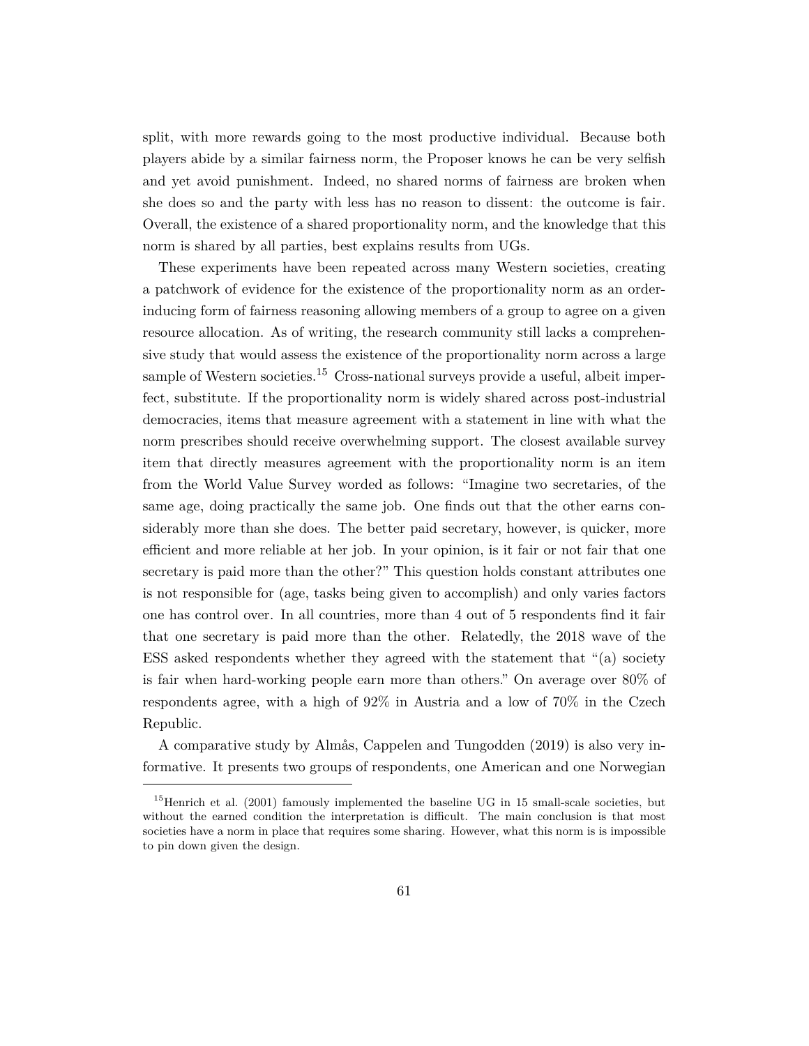split, with more rewards going to the most productive individual. Because both players abide by a similar fairness norm, the Proposer knows he can be very selfish and yet avoid punishment. Indeed, no shared norms of fairness are broken when she does so and the party with less has no reason to dissent: the outcome is fair. Overall, the existence of a shared proportionality norm, and the knowledge that this norm is shared by all parties, best explains results from UGs.

These experiments have been repeated across many Western societies, creating a patchwork of evidence for the existence of the proportionality norm as an order-inducing form of fairness reasoning allowing members of a group to agree on a given resource allocation. As of writing, the research community still lacks a comprehensive study that would assess the existence of the proportionality norm across a large sample of Western societies.[15] Cross-national surveys provide a useful, albeit imperfect, substitute. If the proportionality norm is widely shared across post-industrial democracies, items that measure agreement with a statement in line with what the norm prescribes should receive overwhelming support. The closest available survey item that directly measures agreement with the proportionality norm is an item from the World Value Survey worded as follows: "Imagine two secretaries, of the same age, doing practically the same job. One finds out that the other earns considerably more than she does. The better paid secretary, however, is quicker, more efficient and more reliable at her job. In your opinion, is it fair or not fair that one secretary is paid more than the other?" This question holds constant attributes one is not responsible for (age, tasks being given to accomplish) and only varies factors one has control over. In all countries, more than 4 out of 5 respondents find it fair that one secretary is paid more than the other. Relatedly, the 2018 wave of the ESS asked respondents whether they agreed with the statement that "(a) society is fair when hard-working people earn more than others." On average over 80% of respondents agree, with a high of 92% in Austria and a low of 70% in the Czech Republic.

A comparative study by Almås, Cappelen and Tungodden (2019) is also very informative. It presents two groups of respondents, one American and one Norwegian

[15] Henrich et al. (2001) famously implemented the baseline UG in 15 small-scale societies, but without the earned condition the interpretation is difficult. The main conclusion is that most societies have a norm in place that requires some sharing. However, what this norm is is impossible to pin down given the design.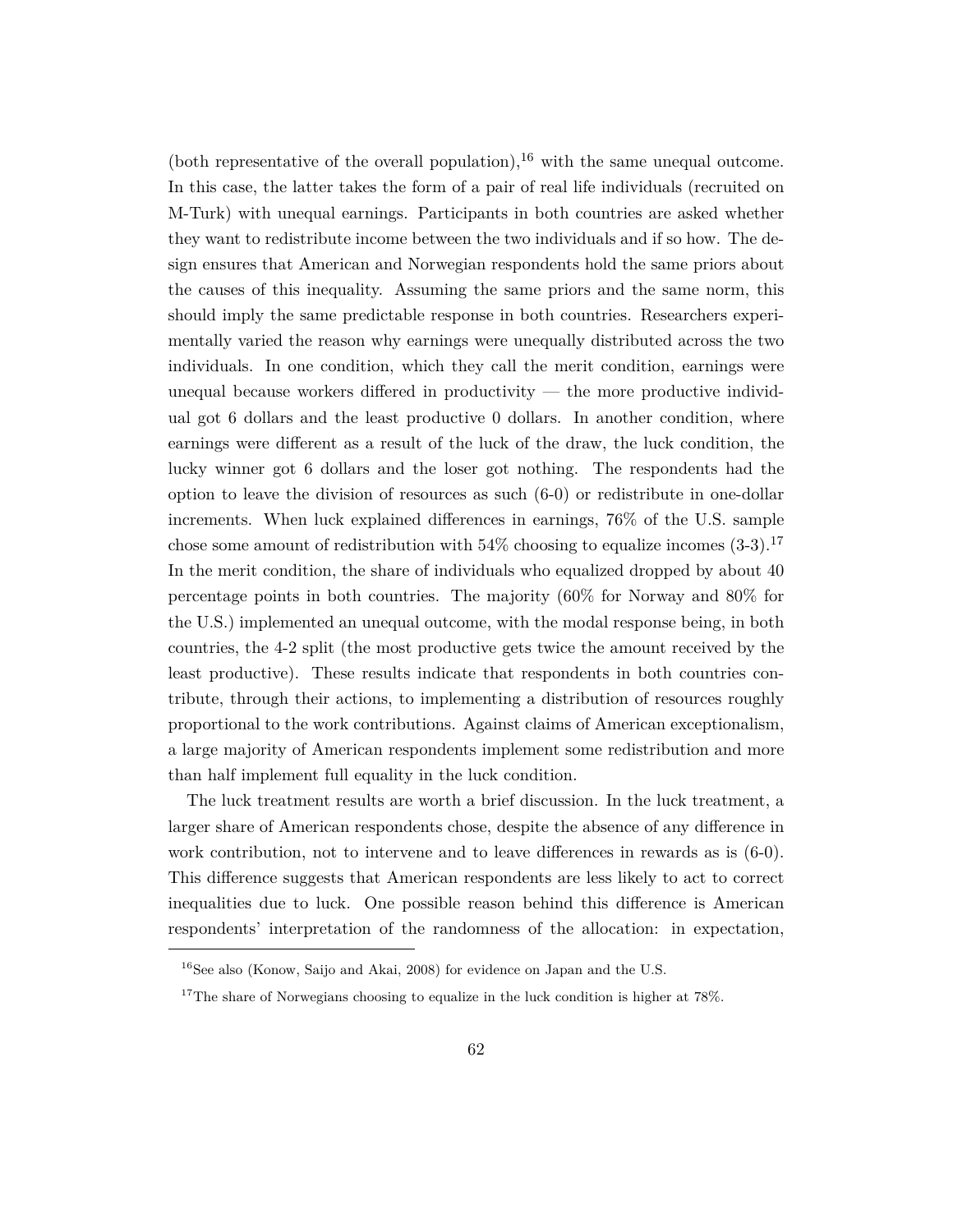(both representative of the overall population),[16] with the same unequal outcome. In this case, the latter takes the form of a pair of real life individuals (recruited on M-Turk) with unequal earnings. Participants in both countries are asked whether they want to redistribute income between the two individuals and if so how. The design ensures that American and Norwegian respondents hold the same priors about the causes of this inequality. Assuming the same priors and the same norm, this should imply the same predictable response in both countries. Researchers experimentally varied the reason why earnings were unequally distributed across the two individuals. In one condition, which they call the merit condition, earnings were unequal because workers differed in productivity — the more productive individual got 6 dollars and the least productive 0 dollars. In another condition, where earnings were different as a result of the luck of the draw, the luck condition, the lucky winner got 6 dollars and the loser got nothing. The respondents had the option to leave the division of resources as such (6-0) or redistribute in one-dollar increments. When luck explained differences in earnings, 76% of the U.S. sample chose some amount of redistribution with 54% choosing to equalize incomes (3-3).[17] In the merit condition, the share of individuals who equalized dropped by about 40 percentage points in both countries. The majority (60% for Norway and 80% for the U.S.) implemented an unequal outcome, with the modal response being, in both countries, the 4-2 split (the most productive gets twice the amount received by the least productive). These results indicate that respondents in both countries contribute, through their actions, to implementing a distribution of resources roughly proportional to the work contributions. Against claims of American exceptionalism, a large majority of American respondents implement some redistribution and more than half implement full equality in the luck condition.

The luck treatment results are worth a brief discussion. In the luck treatment, a larger share of American respondents chose, despite the absence of any difference in work contribution, not to intervene and to leave differences in rewards as is (6-0). This difference suggests that American respondents are less likely to act to correct inequalities due to luck. One possible reason behind this difference is American respondents' interpretation of the randomness of the allocation: in expectation,

[16] See also (Konow, Saijo and Akai, 2008) for evidence on Japan and the U.S.

[17] The share of Norwegians choosing to equalize in the luck condition is higher at 78%.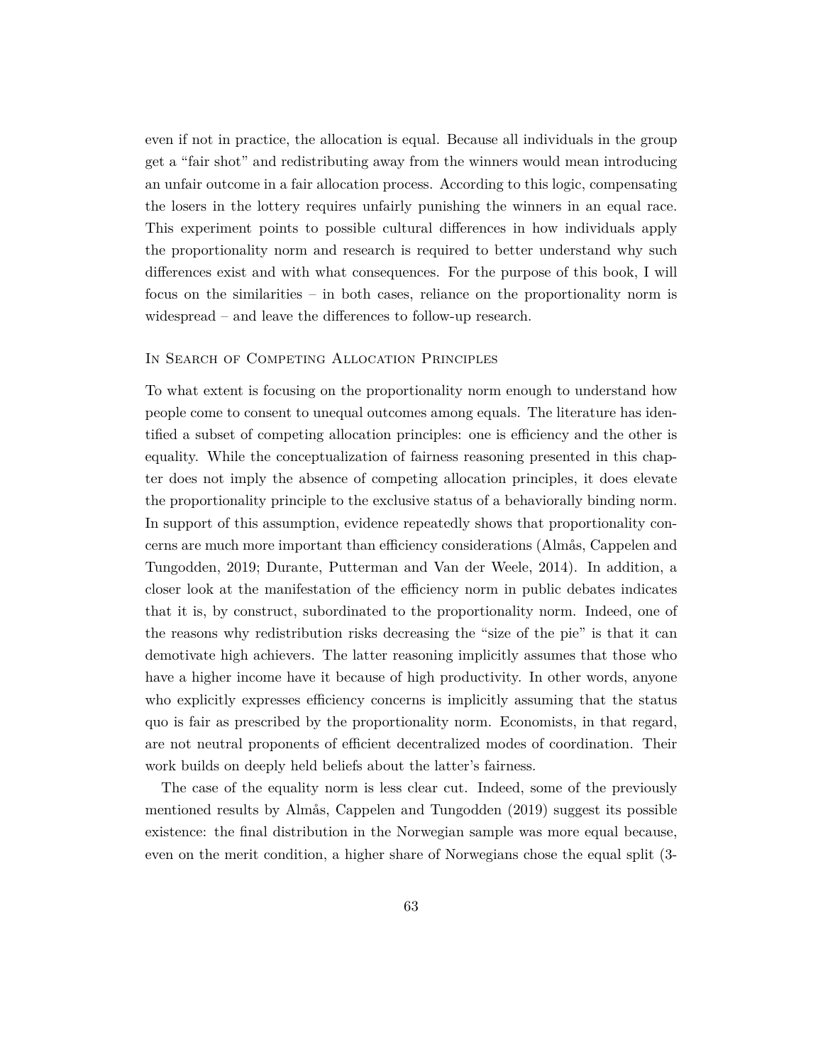even if not in practice, the allocation is equal. Because all individuals in the group get a "fair shot" and redistributing away from the winners would mean introducing an unfair outcome in a fair allocation process. According to this logic, compensating the losers in the lottery requires unfairly punishing the winners in an equal race. This experiment points to possible cultural differences in how individuals apply the proportionality norm and research is required to better understand why such differences exist and with what consequences. For the purpose of this book, I will focus on the similarities – in both cases, reliance on the proportionality norm is widespread – and leave the differences to follow-up research.

### In Search of Competing Allocation Principles

To what extent is focusing on the proportionality norm enough to understand how people come to consent to unequal outcomes among equals. The literature has identified a subset of competing allocation principles: one is efficiency and the other is equality. While the conceptualization of fairness reasoning presented in this chapter does not imply the absence of competing allocation principles, it does elevate the proportionality principle to the exclusive status of a behaviorally binding norm. In support of this assumption, evidence repeatedly shows that proportionality concerns are much more important than efficiency considerations (Almås, Cappelen and Tungodden, 2019; Durante, Putterman and Van der Weele, 2014). In addition, a closer look at the manifestation of the efficiency norm in public debates indicates that it is, by construct, subordinated to the proportionality norm. Indeed, one of the reasons why redistribution risks decreasing the "size of the pie" is that it can demotivate high achievers. The latter reasoning implicitly assumes that those who have a higher income have it because of high productivity. In other words, anyone who explicitly expresses efficiency concerns is implicitly assuming that the status quo is fair as prescribed by the proportionality norm. Economists, in that regard, are not neutral proponents of efficient decentralized modes of coordination. Their work builds on deeply held beliefs about the latter's fairness.

The case of the equality norm is less clear cut. Indeed, some of the previously mentioned results by Almås, Cappelen and Tungodden (2019) suggest its possible existence: the final distribution in the Norwegian sample was more equal because, even on the merit condition, a higher share of Norwegians chose the equal split (3-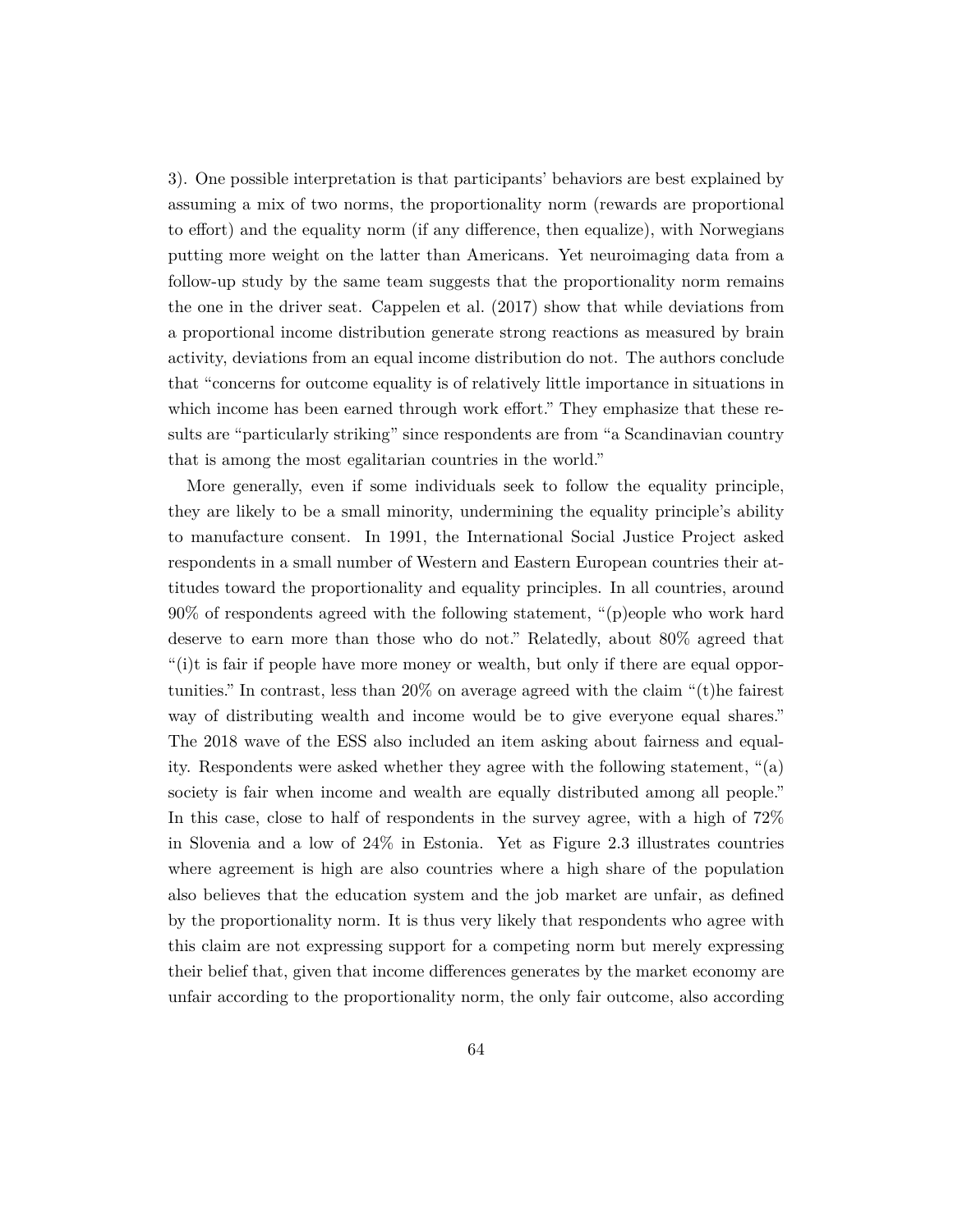3). One possible interpretation is that participants' behaviors are best explained by assuming a mix of two norms, the proportionality norm (rewards are proportional to effort) and the equality norm (if any difference, then equalize), with Norwegians putting more weight on the latter than Americans. Yet neuroimaging data from a follow-up study by the same team suggests that the proportionality norm remains the one in the driver seat. Cappelen et al. (2017) show that while deviations from a proportional income distribution generate strong reactions as measured by brain activity, deviations from an equal income distribution do not. The authors conclude that "concerns for outcome equality is of relatively little importance in situations in which income has been earned through work effort." They emphasize that these results are "particularly striking" since respondents are from "a Scandinavian country that is among the most egalitarian countries in the world."

More generally, even if some individuals seek to follow the equality principle, they are likely to be a small minority, undermining the equality principle's ability to manufacture consent. In 1991, the International Social Justice Project asked respondents in a small number of Western and Eastern European countries their attitudes toward the proportionality and equality principles. In all countries, around 90% of respondents agreed with the following statement, "(p)eople who work hard deserve to earn more than those who do not." Relatedly, about 80% agreed that "(i)t is fair if people have more money or wealth, but only if there are equal opportunities." In contrast, less than 20% on average agreed with the claim "(t)he fairest way of distributing wealth and income would be to give everyone equal shares." The 2018 wave of the ESS also included an item asking about fairness and equality. Respondents were asked whether they agree with the following statement, "(a) society is fair when income and wealth are equally distributed among all people." In this case, close to half of respondents in the survey agree, with a high of 72% in Slovenia and a low of 24% in Estonia. Yet as Figure 2.3 illustrates countries where agreement is high are also countries where a high share of the population also believes that the education system and the job market are unfair, as defined by the proportionality norm. It is thus very likely that respondents who agree with this claim are not expressing support for a competing norm but merely expressing their belief that, given that income differences generates by the market economy are unfair according to the proportionality norm, the only fair outcome, also according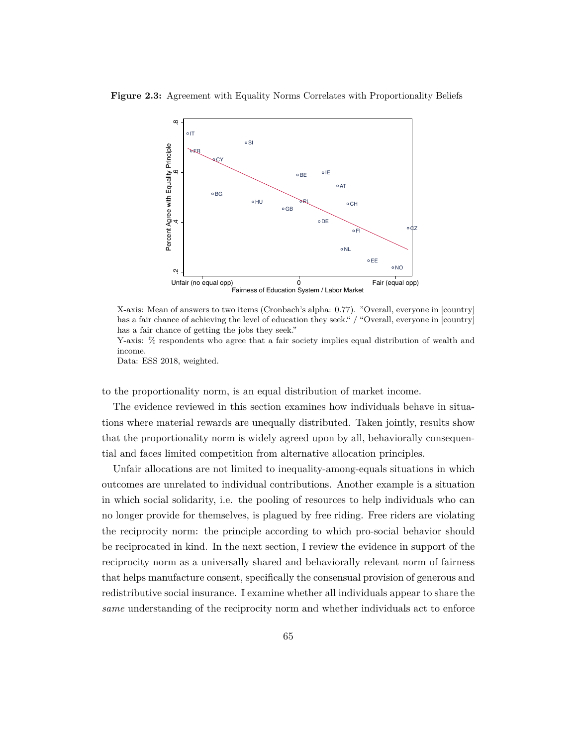**Figure 2.3:** Agreement with Equality Norms Correlates with Proportionality Beliefs

X-axis: Mean of answers to two items (Cronbach's alpha: 0.77). "Overall, everyone in [country] has a fair chance of achieving the level of education they seek." / "Overall, everyone in [country] has a fair chance of getting the jobs they seek."
Y-axis: % respondents who agree that a fair society implies equal distribution of wealth and income.
Data: ESS 2018, weighted.

to the proportionality norm, is an equal distribution of market income.

The evidence reviewed in this section examines how individuals behave in situations where material rewards are unequally distributed. Taken jointly, results show that the proportionality norm is widely agreed upon by all, behaviorally consequential and faces limited competition from alternative allocation principles.

Unfair allocations are not limited to inequality-among-equals situations in which outcomes are unrelated to individual contributions. Another example is a situation in which social solidarity, i.e. the pooling of resources to help individuals who can no longer provide for themselves, is plagued by free riding. Free riders are violating the reciprocity norm: the principle according to which pro-social behavior should be reciprocated in kind. In the next section, I review the evidence in support of the reciprocity norm as a universally shared and behaviorally relevant norm of fairness that helps manufacture consent, specifically the consensual provision of generous and redistributive social insurance. I examine whether all individuals appear to share the *same* understanding of the reciprocity norm and whether individuals act to enforce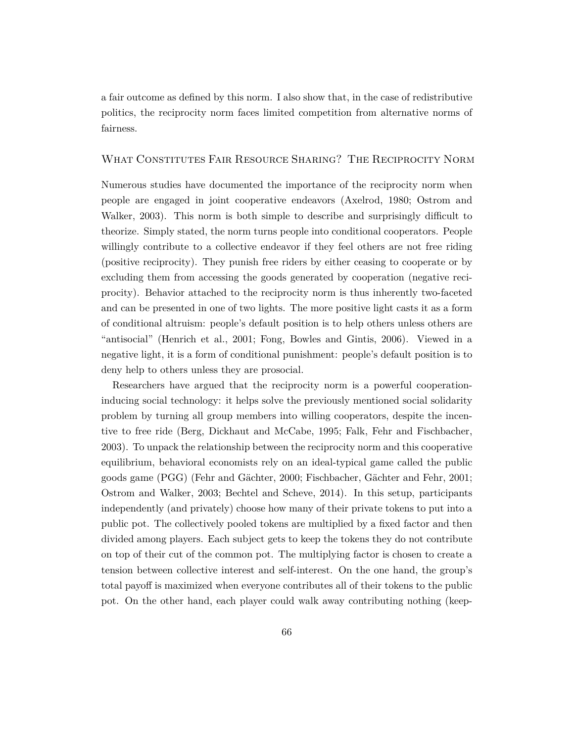a fair outcome as defined by this norm. I also show that, in the case of redistributive politics, the reciprocity norm faces limited competition from alternative norms of fairness.

## What Constitutes Fair Resource Sharing? The Reciprocity Norm

Numerous studies have documented the importance of the reciprocity norm when people are engaged in joint cooperative endeavors (Axelrod, 1980; Ostrom and Walker, 2003). This norm is both simple to describe and surprisingly difficult to theorize. Simply stated, the norm turns people into conditional cooperators. People willingly contribute to a collective endeavor if they feel others are not free riding (positive reciprocity). They punish free riders by either ceasing to cooperate or by excluding them from accessing the goods generated by cooperation (negative reciprocity). Behavior attached to the reciprocity norm is thus inherently two-faceted and can be presented in one of two lights. The more positive light casts it as a form of conditional altruism: people's default position is to help others unless others are "antisocial" (Henrich et al., 2001; Fong, Bowles and Gintis, 2006). Viewed in a negative light, it is a form of conditional punishment: people's default position is to deny help to others unless they are prosocial.

Researchers have argued that the reciprocity norm is a powerful cooperation-inducing social technology: it helps solve the previously mentioned social solidarity problem by turning all group members into willing cooperators, despite the incentive to free ride (Berg, Dickhaut and McCabe, 1995; Falk, Fehr and Fischbacher, 2003). To unpack the relationship between the reciprocity norm and this cooperative equilibrium, behavioral economists rely on an ideal-typical game called the public goods game (PGG) (Fehr and Gächter, 2000; Fischbacher, Gächter and Fehr, 2001; Ostrom and Walker, 2003; Bechtel and Scheve, 2014). In this setup, participants independently (and privately) choose how many of their private tokens to put into a public pot. The collectively pooled tokens are multiplied by a fixed factor and then divided among players. Each subject gets to keep the tokens they do not contribute on top of their cut of the common pot. The multiplying factor is chosen to create a tension between collective interest and self-interest. On the one hand, the group's total payoff is maximized when everyone contributes all of their tokens to the public pot. On the other hand, each player could walk away contributing nothing (keep-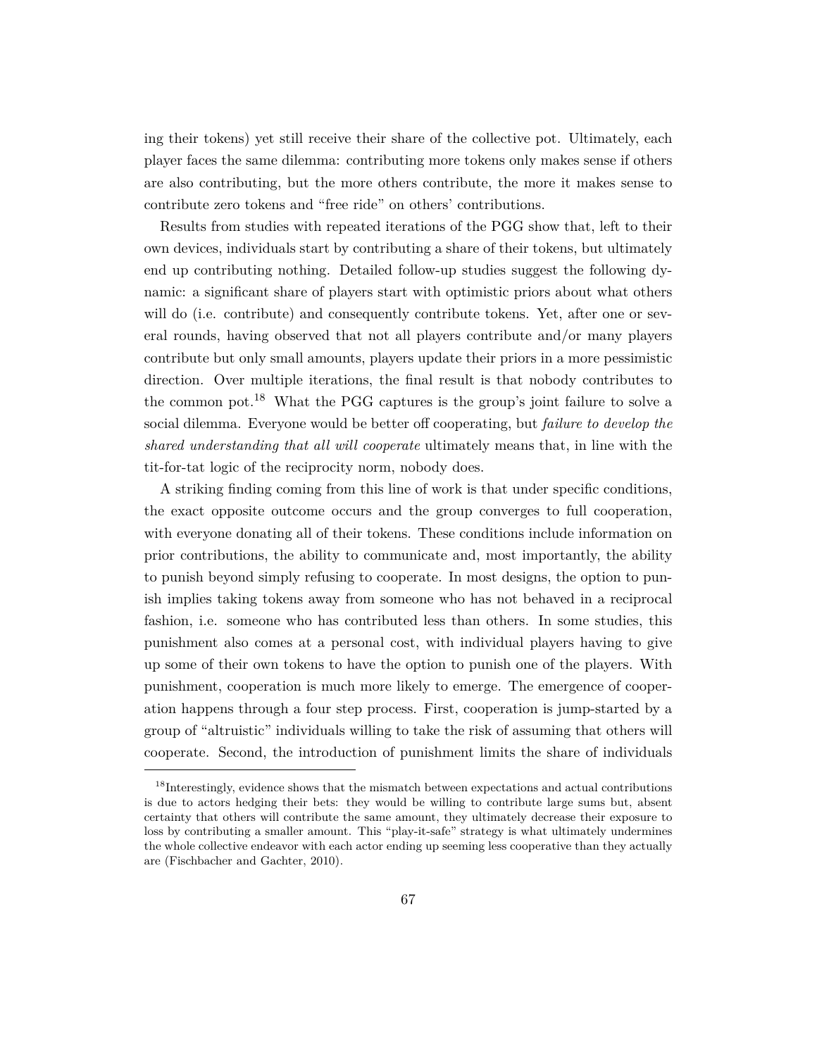ing their tokens) yet still receive their share of the collective pot. Ultimately, each player faces the same dilemma: contributing more tokens only makes sense if others are also contributing, but the more others contribute, the more it makes sense to contribute zero tokens and "free ride" on others' contributions.

Results from studies with repeated iterations of the PGG show that, left to their own devices, individuals start by contributing a share of their tokens, but ultimately end up contributing nothing. Detailed follow-up studies suggest the following dynamic: a significant share of players start with optimistic priors about what others will do (i.e. contribute) and consequently contribute tokens. Yet, after one or several rounds, having observed that not all players contribute and/or many players contribute but only small amounts, players update their priors in a more pessimistic direction. Over multiple iterations, the final result is that nobody contributes to the common pot.[18] What the PGG captures is the group's joint failure to solve a social dilemma. Everyone would be better off cooperating, but *failure to develop the shared understanding that all will cooperate* ultimately means that, in line with the tit-for-tat logic of the reciprocity norm, nobody does.

A striking finding coming from this line of work is that under specific conditions, the exact opposite outcome occurs and the group converges to full cooperation, with everyone donating all of their tokens. These conditions include information on prior contributions, the ability to communicate and, most importantly, the ability to punish beyond simply refusing to cooperate. In most designs, the option to punish implies taking tokens away from someone who has not behaved in a reciprocal fashion, i.e. someone who has contributed less than others. In some studies, this punishment also comes at a personal cost, with individual players having to give up some of their own tokens to have the option to punish one of the players. With punishment, cooperation is much more likely to emerge. The emergence of cooperation happens through a four step process. First, cooperation is jump-started by a group of "altruistic" individuals willing to take the risk of assuming that others will cooperate. Second, the introduction of punishment limits the share of individuals

[18]Interestingly, evidence shows that the mismatch between expectations and actual contributions is due to actors hedging their bets: they would be willing to contribute large sums but, absent certainty that others will contribute the same amount, they ultimately decrease their exposure to loss by contributing a smaller amount. This "play-it-safe" strategy is what ultimately undermines the whole collective endeavor with each actor ending up seeming less cooperative than they actually are (Fischbacher and Gachter, 2010).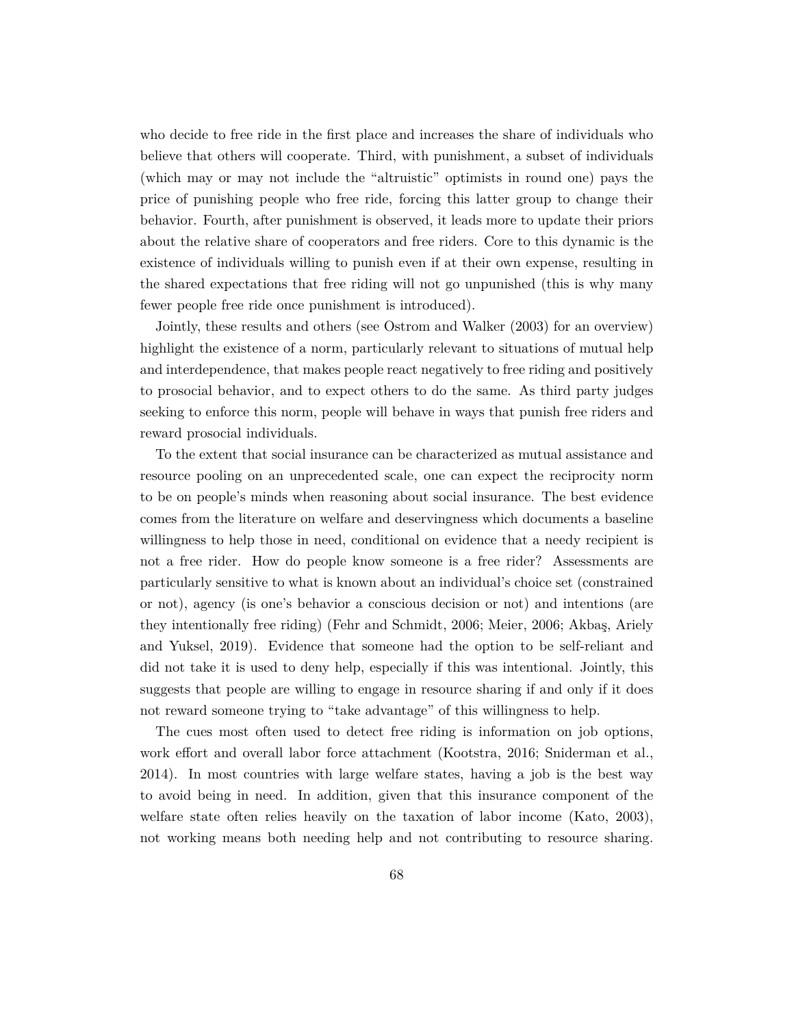who decide to free ride in the first place and increases the share of individuals who believe that others will cooperate. Third, with punishment, a subset of individuals (which may or may not include the "altruistic" optimists in round one) pays the price of punishing people who free ride, forcing this latter group to change their behavior. Fourth, after punishment is observed, it leads more to update their priors about the relative share of cooperators and free riders. Core to this dynamic is the existence of individuals willing to punish even if at their own expense, resulting in the shared expectations that free riding will not go unpunished (this is why many fewer people free ride once punishment is introduced).

Jointly, these results and others (see Ostrom and Walker (2003) for an overview) highlight the existence of a norm, particularly relevant to situations of mutual help and interdependence, that makes people react negatively to free riding and positively to prosocial behavior, and to expect others to do the same. As third party judges seeking to enforce this norm, people will behave in ways that punish free riders and reward prosocial individuals.

To the extent that social insurance can be characterized as mutual assistance and resource pooling on an unprecedented scale, one can expect the reciprocity norm to be on people's minds when reasoning about social insurance. The best evidence comes from the literature on welfare and deservingness which documents a baseline willingness to help those in need, conditional on evidence that a needy recipient is not a free rider. How do people know someone is a free rider? Assessments are particularly sensitive to what is known about an individual's choice set (constrained or not), agency (is one's behavior a conscious decision or not) and intentions (are they intentionally free riding) (Fehr and Schmidt, 2006; Meier, 2006; Akbaş, Ariely and Yuksel, 2019). Evidence that someone had the option to be self-reliant and did not take it is used to deny help, especially if this was intentional. Jointly, this suggests that people are willing to engage in resource sharing if and only if it does not reward someone trying to "take advantage" of this willingness to help.

The cues most often used to detect free riding is information on job options, work effort and overall labor force attachment (Kootstra, 2016; Sniderman et al., 2014). In most countries with large welfare states, having a job is the best way to avoid being in need. In addition, given that this insurance component of the welfare state often relies heavily on the taxation of labor income (Kato, 2003), not working means both needing help and not contributing to resource sharing.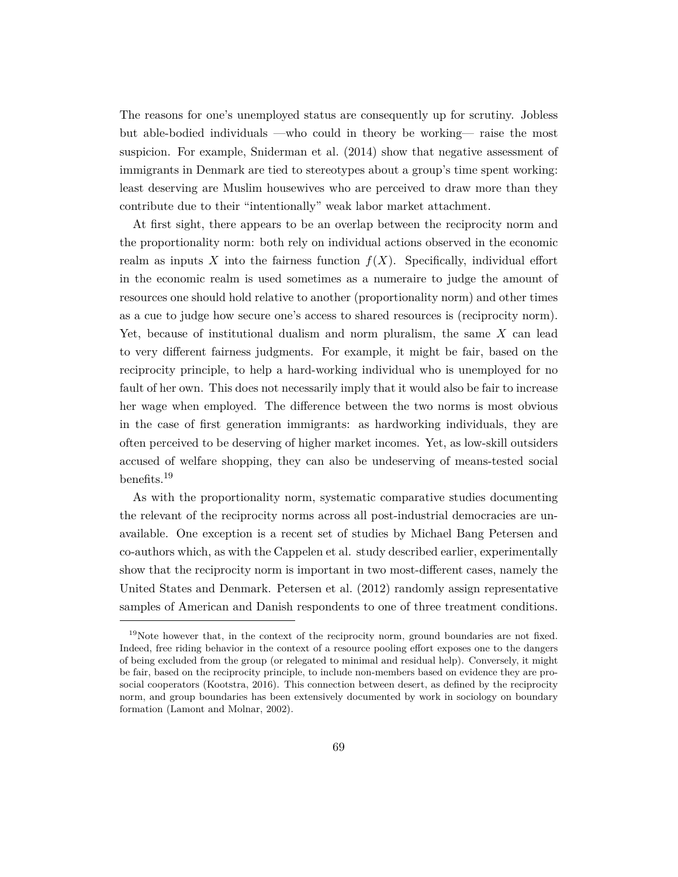The reasons for one's unemployed status are consequently up for scrutiny. Jobless but able-bodied individuals —who could in theory be working— raise the most suspicion. For example, Sniderman et al. (2014) show that negative assessment of immigrants in Denmark are tied to stereotypes about a group's time spent working: least deserving are Muslim housewives who are perceived to draw more than they contribute due to their "intentionally" weak labor market attachment.

At first sight, there appears to be an overlap between the reciprocity norm and the proportionality norm: both rely on individual actions observed in the economic realm as inputs $X$ into the fairness function $f(X)$. Specifically, individual effort in the economic realm is used sometimes as a numeraire to judge the amount of resources one should hold relative to another (proportionality norm) and other times as a cue to judge how secure one's access to shared resources is (reciprocity norm). Yet, because of institutional dualism and norm pluralism, the same $X$ can lead to very different fairness judgments. For example, it might be fair, based on the reciprocity principle, to help a hard-working individual who is unemployed for no fault of her own. This does not necessarily imply that it would also be fair to increase her wage when employed. The difference between the two norms is most obvious in the case of first generation immigrants: as hardworking individuals, they are often perceived to be deserving of higher market incomes. Yet, as low-skill outsiders accused of welfare shopping, they can also be undeserving of means-tested social benefits.[19]

As with the proportionality norm, systematic comparative studies documenting the relevant of the reciprocity norms across all post-industrial democracies are unavailable. One exception is a recent set of studies by Michael Bang Petersen and co-authors which, as with the Cappelen et al. study described earlier, experimentally show that the reciprocity norm is important in two most-different cases, namely the United States and Denmark. Petersen et al. (2012) randomly assign representative samples of American and Danish respondents to one of three treatment conditions.

[19]Note however that, in the context of the reciprocity norm, ground boundaries are not fixed. Indeed, free riding behavior in the context of a resource pooling effort exposes one to the dangers of being excluded from the group (or relegated to minimal and residual help). Conversely, it might be fair, based on the reciprocity principle, to include non-members based on evidence they are pro-social cooperators (Kootstra, 2016). This connection between desert, as defined by the reciprocity norm, and group boundaries has been extensively documented by work in sociology on boundary formation (Lamont and Molnar, 2002).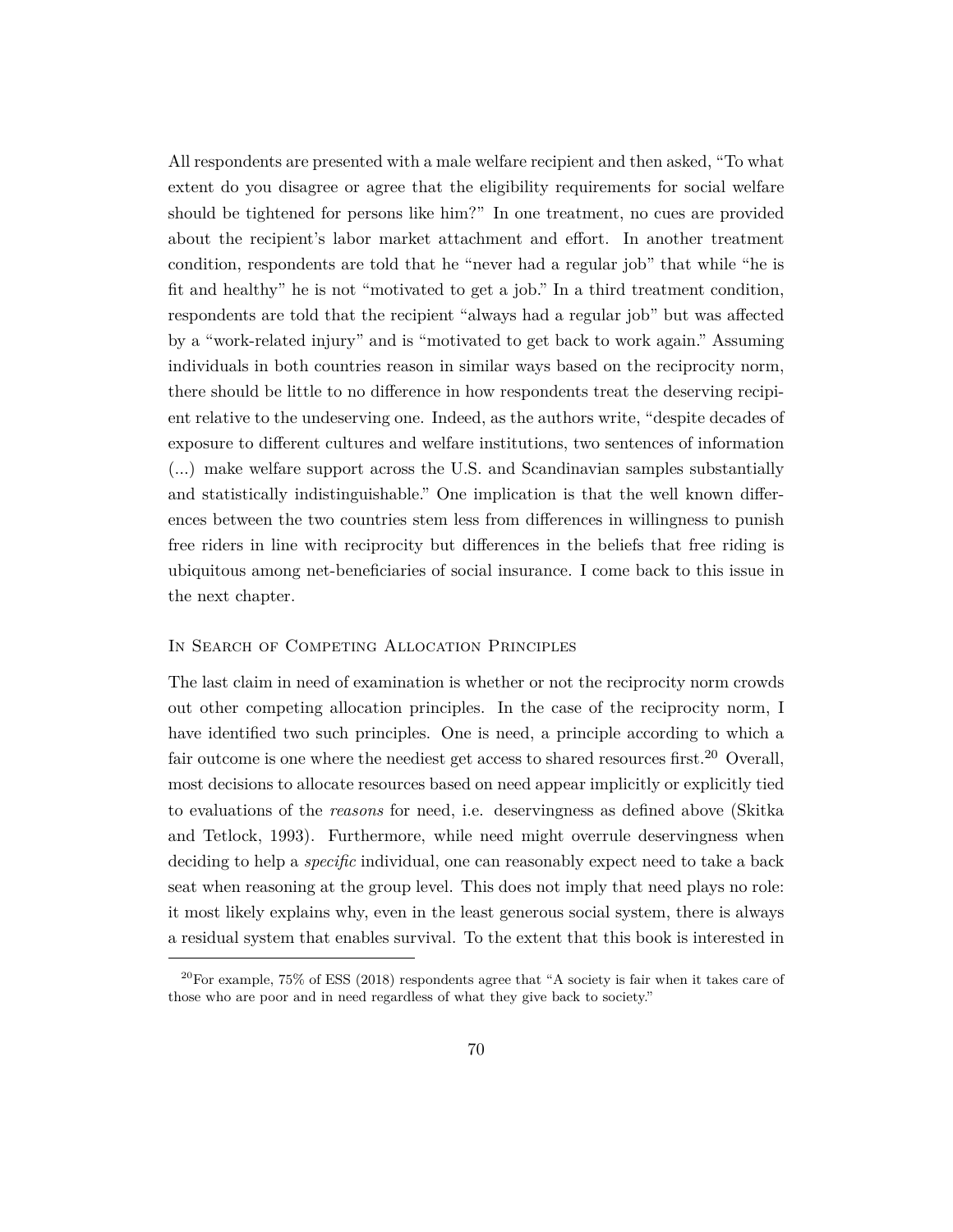All respondents are presented with a male welfare recipient and then asked, "To what extent do you disagree or agree that the eligibility requirements for social welfare should be tightened for persons like him?" In one treatment, no cues are provided about the recipient's labor market attachment and effort. In another treatment condition, respondents are told that he "never had a regular job" that while "he is fit and healthy" he is not "motivated to get a job." In a third treatment condition, respondents are told that the recipient "always had a regular job" but was affected by a "work-related injury" and is "motivated to get back to work again." Assuming individuals in both countries reason in similar ways based on the reciprocity norm, there should be little to no difference in how respondents treat the deserving recipient relative to the undeserving one. Indeed, as the authors write, "despite decades of exposure to different cultures and welfare institutions, two sentences of information (...) make welfare support across the U.S. and Scandinavian samples substantially and statistically indistinguishable." One implication is that the well known differences between the two countries stem less from differences in willingness to punish free riders in line with reciprocity but differences in the beliefs that free riding is ubiquitous among net-beneficiaries of social insurance. I come back to this issue in the next chapter.

### In Search of Competing Allocation Principles

The last claim in need of examination is whether or not the reciprocity norm crowds out other competing allocation principles. In the case of the reciprocity norm, I have identified two such principles. One is need, a principle according to which a fair outcome is one where the neediest get access to shared resources first.[20] Overall, most decisions to allocate resources based on need appear implicitly or explicitly tied to evaluations of the *reasons* for need, i.e. deservingness as defined above (Skitka and Tetlock, 1993). Furthermore, while need might overrule deservingness when deciding to help a *specific* individual, one can reasonably expect need to take a back seat when reasoning at the group level. This does not imply that need plays no role: it most likely explains why, even in the least generous social system, there is always a residual system that enables survival. To the extent that this book is interested in

[20] For example, 75% of ESS (2018) respondents agree that "A society is fair when it takes care of those who are poor and in need regardless of what they give back to society."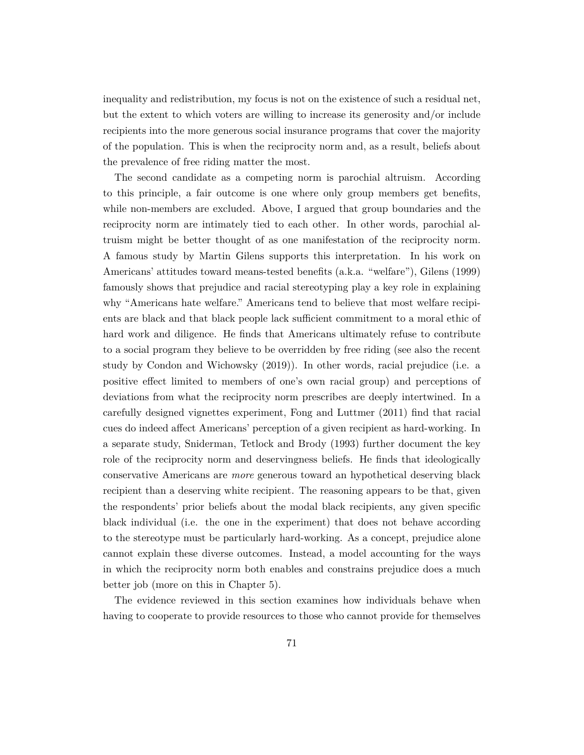inequality and redistribution, my focus is not on the existence of such a residual net, but the extent to which voters are willing to increase its generosity and/or include recipients into the more generous social insurance programs that cover the majority of the population. This is when the reciprocity norm and, as a result, beliefs about the prevalence of free riding matter the most.

The second candidate as a competing norm is parochial altruism. According to this principle, a fair outcome is one where only group members get benefits, while non-members are excluded. Above, I argued that group boundaries and the reciprocity norm are intimately tied to each other. In other words, parochial altruism might be better thought of as one manifestation of the reciprocity norm. A famous study by Martin Gilens supports this interpretation. In his work on Americans' attitudes toward means-tested benefits (a.k.a. "welfare"), Gilens (1999) famously shows that prejudice and racial stereotyping play a key role in explaining why "Americans hate welfare." Americans tend to believe that most welfare recipients are black and that black people lack sufficient commitment to a moral ethic of hard work and diligence. He finds that Americans ultimately refuse to contribute to a social program they believe to be overridden by free riding (see also the recent study by Condon and Wichowsky (2019)). In other words, racial prejudice (i.e. a positive effect limited to members of one's own racial group) and perceptions of deviations from what the reciprocity norm prescribes are deeply intertwined. In a carefully designed vignettes experiment, Fong and Luttmer (2011) find that racial cues do indeed affect Americans' perception of a given recipient as hard-working. In a separate study, Sniderman, Tetlock and Brody (1993) further document the key role of the reciprocity norm and deservingness beliefs. He finds that ideologically conservative Americans are *more* generous toward an hypothetical deserving black recipient than a deserving white recipient. The reasoning appears to be that, given the respondents' prior beliefs about the modal black recipients, any given specific black individual (i.e. the one in the experiment) that does not behave according to the stereotype must be particularly hard-working. As a concept, prejudice alone cannot explain these diverse outcomes. Instead, a model accounting for the ways in which the reciprocity norm both enables and constrains prejudice does a much better job (more on this in Chapter 5).

The evidence reviewed in this section examines how individuals behave when having to cooperate to provide resources to those who cannot provide for themselves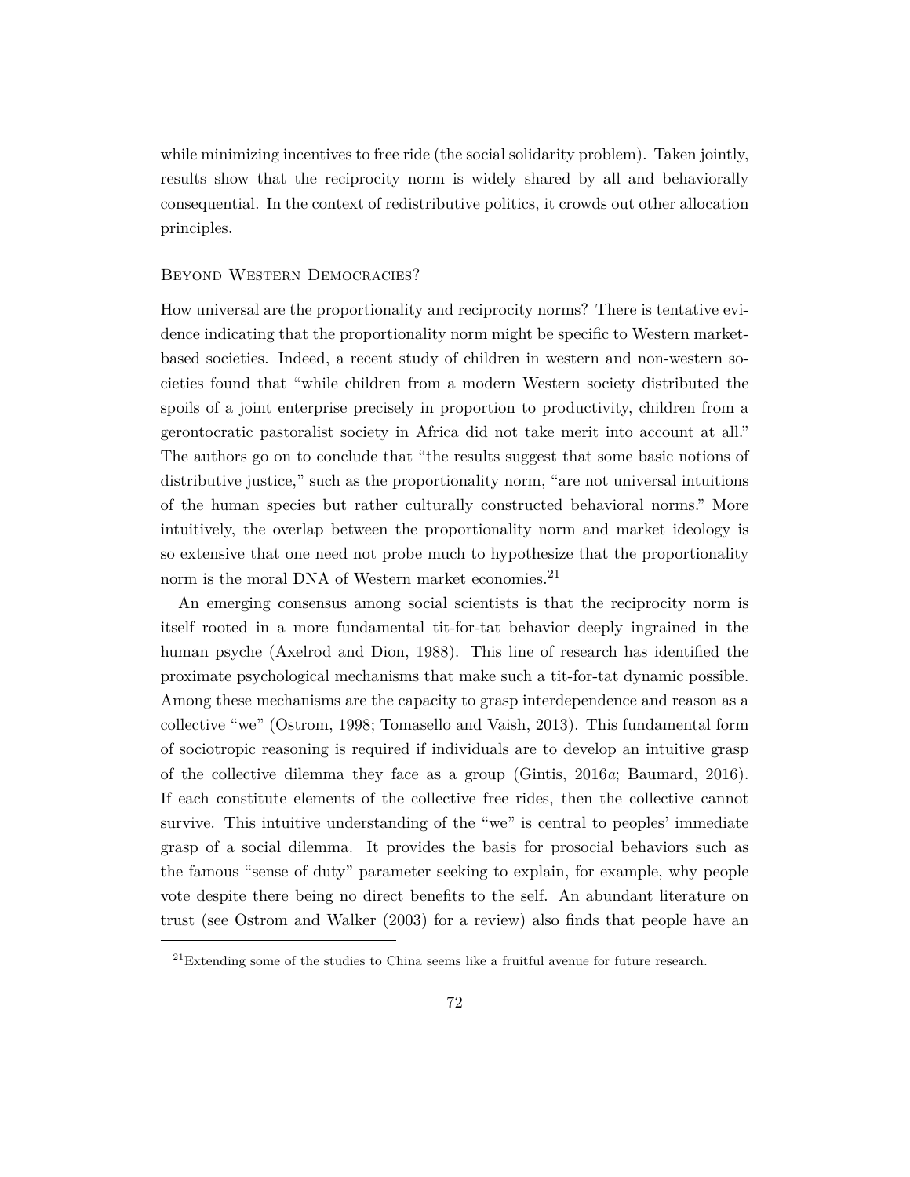while minimizing incentives to free ride (the social solidarity problem). Taken jointly, results show that the reciprocity norm is widely shared by all and behaviorally consequential. In the context of redistributive politics, it crowds out other allocation principles.

### Beyond Western Democracies?

How universal are the proportionality and reciprocity norms? There is tentative evidence indicating that the proportionality norm might be specific to Western market-based societies. Indeed, a recent study of children in western and non-western societies found that "while children from a modern Western society distributed the spoils of a joint enterprise precisely in proportion to productivity, children from a gerontocratic pastoralist society in Africa did not take merit into account at all." The authors go on to conclude that "the results suggest that some basic notions of distributive justice," such as the proportionality norm, "are not universal intuitions of the human species but rather culturally constructed behavioral norms." More intuitively, the overlap between the proportionality norm and market ideology is so extensive that one need not probe much to hypothesize that the proportionality norm is the moral DNA of Western market economies.[21]

An emerging consensus among social scientists is that the reciprocity norm is itself rooted in a more fundamental tit-for-tat behavior deeply ingrained in the human psyche (Axelrod and Dion, 1988). This line of research has identified the proximate psychological mechanisms that make such a tit-for-tat dynamic possible. Among these mechanisms are the capacity to grasp interdependence and reason as a collective "we" (Ostrom, 1998; Tomasello and Vaish, 2013). This fundamental form of sociotropic reasoning is required if individuals are to develop an intuitive grasp of the collective dilemma they face as a group (Gintis, 2016*a*; Baumard, 2016). If each constitute elements of the collective free rides, then the collective cannot survive. This intuitive understanding of the "we" is central to peoples' immediate grasp of a social dilemma. It provides the basis for prosocial behaviors such as the famous "sense of duty" parameter seeking to explain, for example, why people vote despite there being no direct benefits to the self. An abundant literature on trust (see Ostrom and Walker (2003) for a review) also finds that people have an

[21] Extending some of the studies to China seems like a fruitful avenue for future research.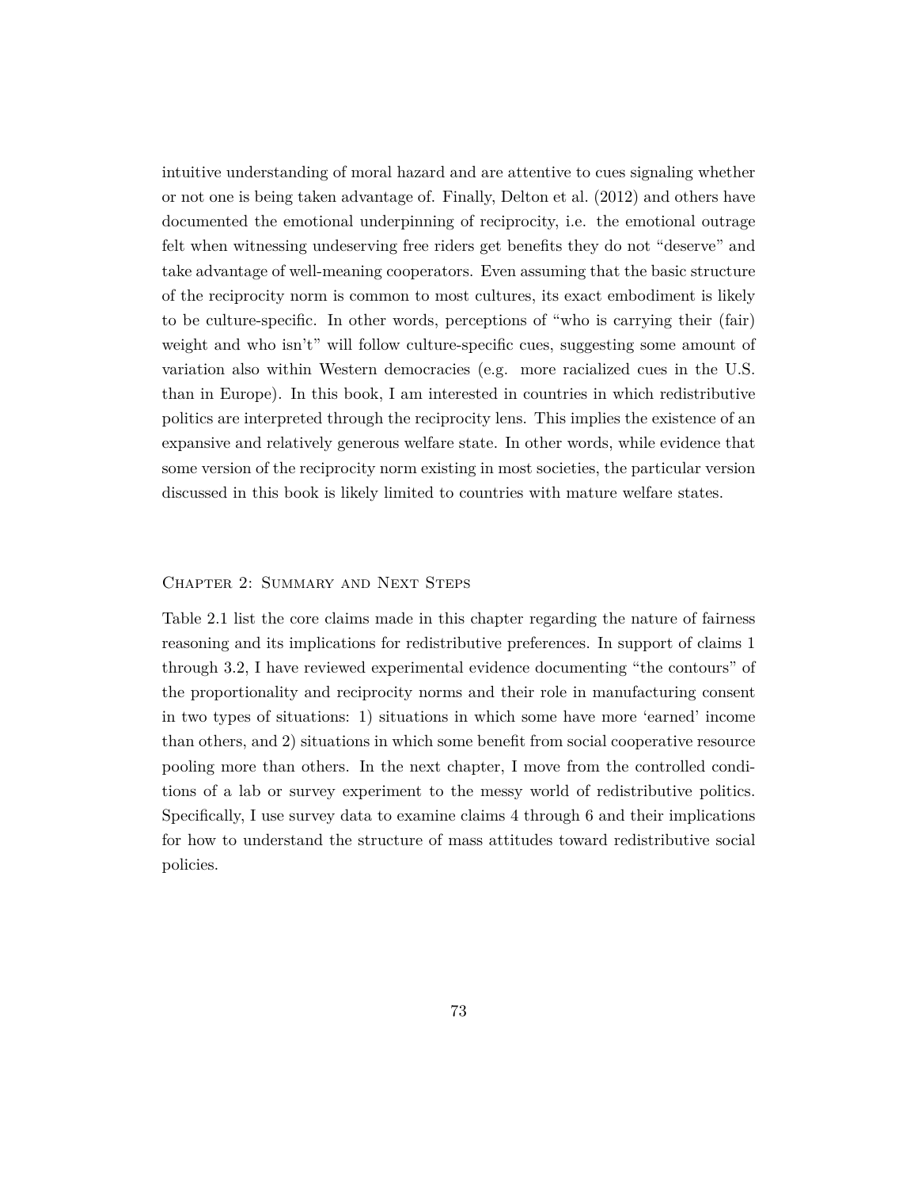intuitive understanding of moral hazard and are attentive to cues signaling whether or not one is being taken advantage of. Finally, Delton et al. (2012) and others have documented the emotional underpinning of reciprocity, i.e. the emotional outrage felt when witnessing undeserving free riders get benefits they do not "deserve" and take advantage of well-meaning cooperators. Even assuming that the basic structure of the reciprocity norm is common to most cultures, its exact embodiment is likely to be culture-specific. In other words, perceptions of "who is carrying their (fair) weight and who isn't" will follow culture-specific cues, suggesting some amount of variation also within Western democracies (e.g. more racialized cues in the U.S. than in Europe). In this book, I am interested in countries in which redistributive politics are interpreted through the reciprocity lens. This implies the existence of an expansive and relatively generous welfare state. In other words, while evidence that some version of the reciprocity norm existing in most societies, the particular version discussed in this book is likely limited to countries with mature welfare states.

## Chapter 2: Summary and Next Steps

Table 2.1 list the core claims made in this chapter regarding the nature of fairness reasoning and its implications for redistributive preferences. In support of claims 1 through 3.2, I have reviewed experimental evidence documenting "the contours" of the proportionality and reciprocity norms and their role in manufacturing consent in two types of situations: 1) situations in which some have more 'earned' income than others, and 2) situations in which some benefit from social cooperative resource pooling more than others. In the next chapter, I move from the controlled conditions of a lab or survey experiment to the messy world of redistributive politics. Specifically, I use survey data to examine claims 4 through 6 and their implications for how to understand the structure of mass attitudes toward redistributive social policies.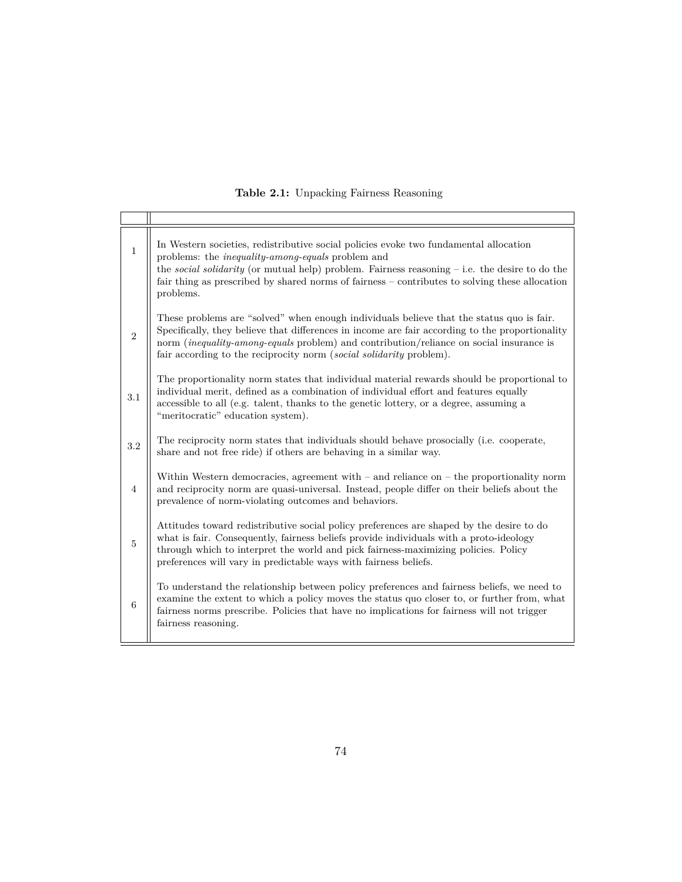**Table 2.1:** Unpacking Fairness Reasoning

| | |
|---|---|
| 1 | In Western societies, redistributive social policies evoke two fundamental allocation problems: the *inequality-among-equals* problem and the *social solidarity* (or mutual help) problem. Fairness reasoning – i.e. the desire to do the fair thing as prescribed by shared norms of fairness – contributes to solving these allocation problems. |
| 2 | These problems are "solved" when enough individuals believe that the status quo is fair. Specifically, they believe that differences in income are fair according to the proportionality norm (*inequality-among-equals* problem) and contribution/reliance on social insurance is fair according to the reciprocity norm (*social solidarity* problem). |
| 3.1 | The proportionality norm states that individual material rewards should be proportional to individual merit, defined as a combination of individual effort and features equally accessible to all (e.g. talent, thanks to the genetic lottery, or a degree, assuming a "meritocratic" education system). |
| 3.2 | The reciprocity norm states that individuals should behave prosocially (i.e. cooperate, share and not free ride) if others are behaving in a similar way. |
| 4 | Within Western democracies, agreement with – and reliance on – the proportionality norm and reciprocity norm are quasi-universal. Instead, people differ on their beliefs about the prevalence of norm-violating outcomes and behaviors. |
| 5 | Attitudes toward redistributive social policy preferences are shaped by the desire to do what is fair. Consequently, fairness beliefs provide individuals with a proto-ideology through which to interpret the world and pick fairness-maximizing policies. Policy preferences will vary in predictable ways with fairness beliefs. |
| 6 | To understand the relationship between policy preferences and fairness beliefs, we need to examine the extent to which a policy moves the status quo closer to, or further from, what fairness norms prescribe. Policies that have no implications for fairness will not trigger fairness reasoning. |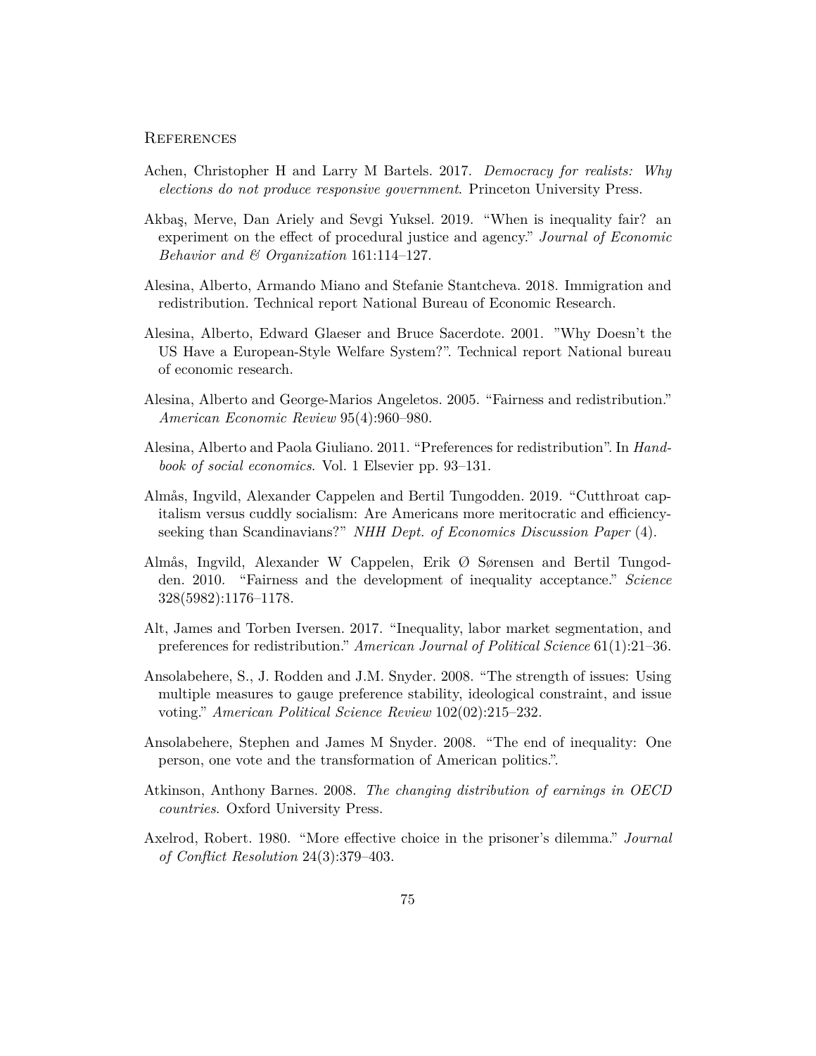# References

Achen, Christopher H and Larry M Bartels. 2017. *Democracy for realists: Why elections do not produce responsive government*. Princeton University Press.

Akbaş, Merve, Dan Ariely and Sevgi Yuksel. 2019. "When is inequality fair? an experiment on the effect of procedural justice and agency." *Journal of Economic Behavior and & Organization* 161:114–127.

Alesina, Alberto, Armando Miano and Stefanie Stantcheva. 2018. Immigration and redistribution. Technical report National Bureau of Economic Research.

Alesina, Alberto, Edward Glaeser and Bruce Sacerdote. 2001. "Why Doesn't the US Have a European-Style Welfare System?". Technical report National bureau of economic research.

Alesina, Alberto and George-Marios Angeletos. 2005. "Fairness and redistribution." *American Economic Review* 95(4):960–980.

Alesina, Alberto and Paola Giuliano. 2011. "Preferences for redistribution". In *Handbook of social economics*. Vol. 1 Elsevier pp. 93–131.

Almås, Ingvild, Alexander Cappelen and Bertil Tungodden. 2019. "Cutthroat capitalism versus cuddly socialism: Are Americans more meritocratic and efficiency-seeking than Scandinavians?" *NHH Dept. of Economics Discussion Paper* (4).

Almås, Ingvild, Alexander W Cappelen, Erik Ø Sørensen and Bertil Tungodden. 2010. "Fairness and the development of inequality acceptance." *Science* 328(5982):1176–1178.

Alt, James and Torben Iversen. 2017. "Inequality, labor market segmentation, and preferences for redistribution." *American Journal of Political Science* 61(1):21–36.

Ansolabehere, S., J. Rodden and J.M. Snyder. 2008. "The strength of issues: Using multiple measures to gauge preference stability, ideological constraint, and issue voting." *American Political Science Review* 102(02):215–232.

Ansolabehere, Stephen and James M Snyder. 2008. "The end of inequality: One person, one vote and the transformation of American politics.".

Atkinson, Anthony Barnes. 2008. *The changing distribution of earnings in OECD countries*. Oxford University Press.

Axelrod, Robert. 1980. "More effective choice in the prisoner's dilemma." *Journal of Conflict Resolution* 24(3):379–403.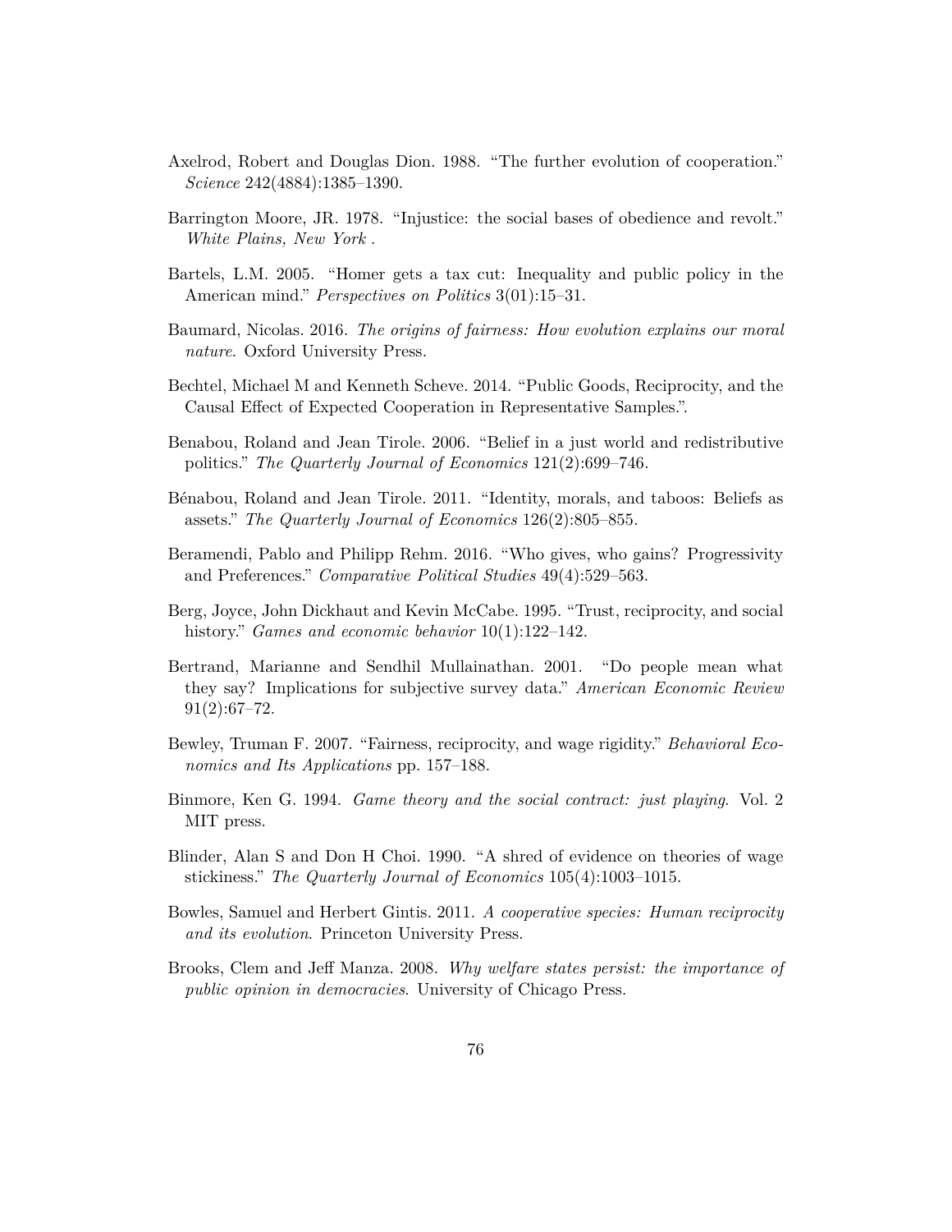Axelrod, Robert and Douglas Dion. 1988. "The further evolution of cooperation." *Science* 242(4884):1385–1390.

Barrington Moore, JR. 1978. "Injustice: the social bases of obedience and revolt." *White Plains, New York* .

Bartels, L.M. 2005. "Homer gets a tax cut: Inequality and public policy in the American mind." *Perspectives on Politics* 3(01):15–31.

Baumard, Nicolas. 2016. *The origins of fairness: How evolution explains our moral nature*. Oxford University Press.

Bechtel, Michael M and Kenneth Scheve. 2014. "Public Goods, Reciprocity, and the Causal Effect of Expected Cooperation in Representative Samples.".

Benabou, Roland and Jean Tirole. 2006. "Belief in a just world and redistributive politics." *The Quarterly Journal of Economics* 121(2):699–746.

Bénabou, Roland and Jean Tirole. 2011. "Identity, morals, and taboos: Beliefs as assets." *The Quarterly Journal of Economics* 126(2):805–855.

Beramendi, Pablo and Philipp Rehm. 2016. "Who gives, who gains? Progressivity and Preferences." *Comparative Political Studies* 49(4):529–563.

Berg, Joyce, John Dickhaut and Kevin McCabe. 1995. "Trust, reciprocity, and social history." *Games and economic behavior* 10(1):122–142.

Bertrand, Marianne and Sendhil Mullainathan. 2001. "Do people mean what they say? Implications for subjective survey data." *American Economic Review* 91(2):67–72.

Bewley, Truman F. 2007. "Fairness, reciprocity, and wage rigidity." *Behavioral Economics and Its Applications* pp. 157–188.

Binmore, Ken G. 1994. *Game theory and the social contract: just playing*. Vol. 2 MIT press.

Blinder, Alan S and Don H Choi. 1990. "A shred of evidence on theories of wage stickiness." *The Quarterly Journal of Economics* 105(4):1003–1015.

Bowles, Samuel and Herbert Gintis. 2011. *A cooperative species: Human reciprocity and its evolution*. Princeton University Press.

Brooks, Clem and Jeff Manza. 2008. *Why welfare states persist: the importance of public opinion in democracies*. University of Chicago Press.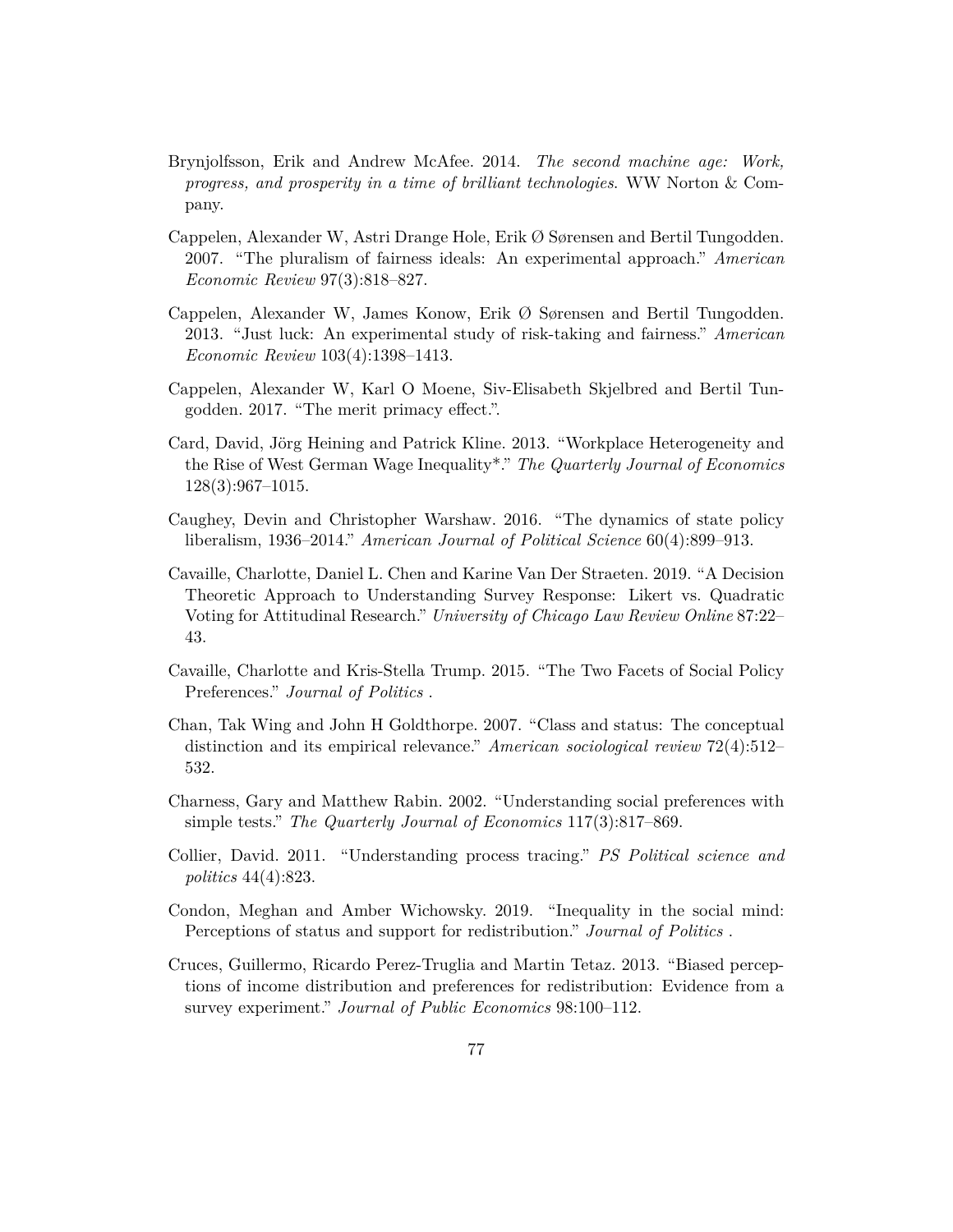Brynjolfsson, Erik and Andrew McAfee. 2014. *The second machine age: Work, progress, and prosperity in a time of brilliant technologies*. WW Norton & Company.

Cappelen, Alexander W, Astri Drange Hole, Erik Ø Sørensen and Bertil Tungodden. 2007. "The pluralism of fairness ideals: An experimental approach." *American Economic Review* 97(3):818–827.

Cappelen, Alexander W, James Konow, Erik Ø Sørensen and Bertil Tungodden. 2013. "Just luck: An experimental study of risk-taking and fairness." *American Economic Review* 103(4):1398–1413.

Cappelen, Alexander W, Karl O Moene, Siv-Elisabeth Skjelbred and Bertil Tungodden. 2017. "The merit primacy effect.".

Card, David, Jörg Heining and Patrick Kline. 2013. "Workplace Heterogeneity and the Rise of West German Wage Inequality*." *The Quarterly Journal of Economics* 128(3):967–1015.

Caughey, Devin and Christopher Warshaw. 2016. "The dynamics of state policy liberalism, 1936–2014." *American Journal of Political Science* 60(4):899–913.

Cavaille, Charlotte, Daniel L. Chen and Karine Van Der Straeten. 2019. "A Decision Theoretic Approach to Understanding Survey Response: Likert vs. Quadratic Voting for Attitudinal Research." *University of Chicago Law Review Online* 87:22–43.

Cavaille, Charlotte and Kris-Stella Trump. 2015. "The Two Facets of Social Policy Preferences." *Journal of Politics* .

Chan, Tak Wing and John H Goldthorpe. 2007. "Class and status: The conceptual distinction and its empirical relevance." *American sociological review* 72(4):512–532.

Charness, Gary and Matthew Rabin. 2002. "Understanding social preferences with simple tests." *The Quarterly Journal of Economics* 117(3):817–869.

Collier, David. 2011. "Understanding process tracing." *PS Political science and politics* 44(4):823.

Condon, Meghan and Amber Wichowsky. 2019. "Inequality in the social mind: Perceptions of status and support for redistribution." *Journal of Politics* .

Cruces, Guillermo, Ricardo Perez-Truglia and Martin Tetaz. 2013. "Biased perceptions of income distribution and preferences for redistribution: Evidence from a survey experiment." *Journal of Public Economics* 98:100–112.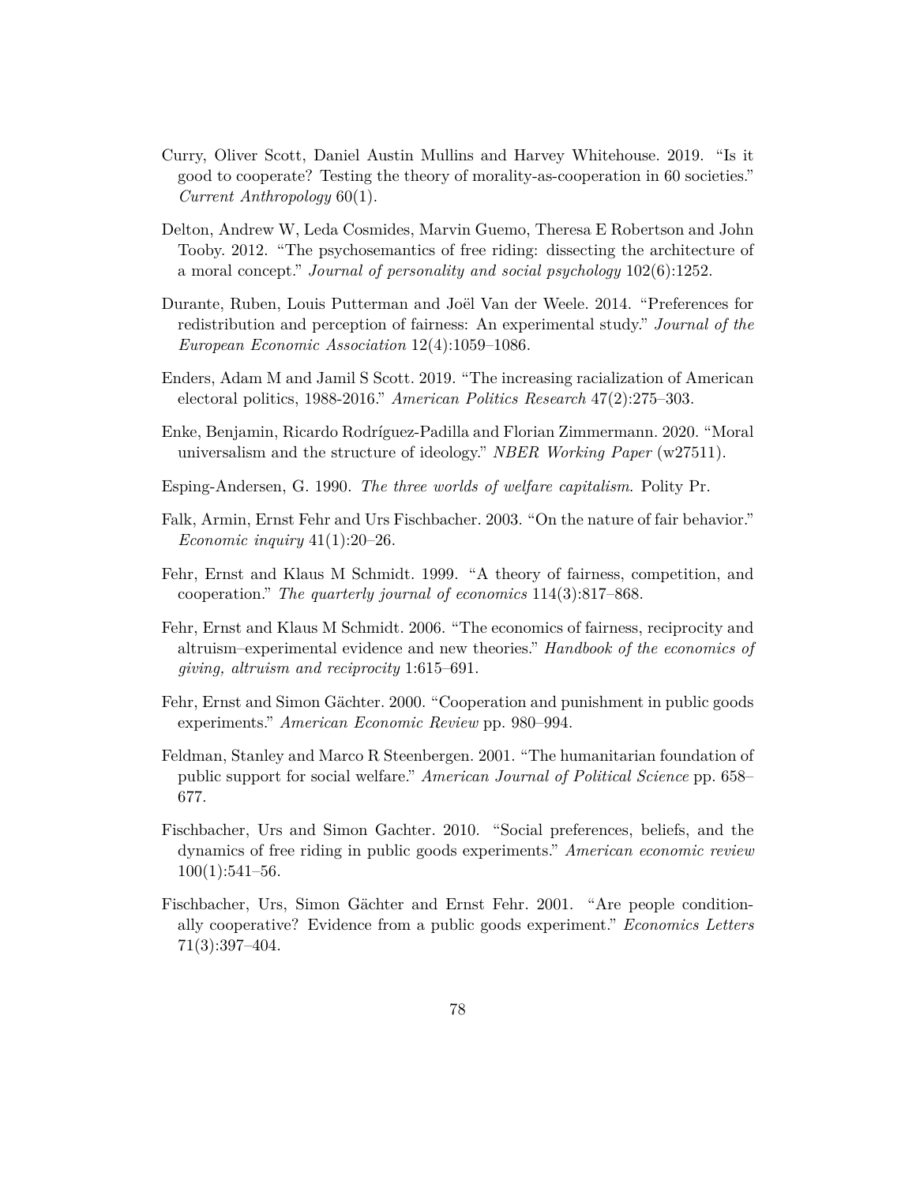Curry, Oliver Scott, Daniel Austin Mullins and Harvey Whitehouse. 2019. "Is it good to cooperate? Testing the theory of morality-as-cooperation in 60 societies." *Current Anthropology* 60(1).

Delton, Andrew W, Leda Cosmides, Marvin Guemo, Theresa E Robertson and John Tooby. 2012. "The psychosemantics of free riding: dissecting the architecture of a moral concept." *Journal of personality and social psychology* 102(6):1252.

Durante, Ruben, Louis Putterman and Joël Van der Weele. 2014. "Preferences for redistribution and perception of fairness: An experimental study." *Journal of the European Economic Association* 12(4):1059–1086.

Enders, Adam M and Jamil S Scott. 2019. "The increasing racialization of American electoral politics, 1988-2016." *American Politics Research* 47(2):275–303.

Enke, Benjamin, Ricardo Rodríguez-Padilla and Florian Zimmermann. 2020. "Moral universalism and the structure of ideology." *NBER Working Paper* (w27511).

Esping-Andersen, G. 1990. *The three worlds of welfare capitalism.* Polity Pr.

Falk, Armin, Ernst Fehr and Urs Fischbacher. 2003. "On the nature of fair behavior." *Economic inquiry* 41(1):20–26.

Fehr, Ernst and Klaus M Schmidt. 1999. "A theory of fairness, competition, and cooperation." *The quarterly journal of economics* 114(3):817–868.

Fehr, Ernst and Klaus M Schmidt. 2006. "The economics of fairness, reciprocity and altruism–experimental evidence and new theories." *Handbook of the economics of giving, altruism and reciprocity* 1:615–691.

Fehr, Ernst and Simon Gächter. 2000. "Cooperation and punishment in public goods experiments." *American Economic Review* pp. 980–994.

Feldman, Stanley and Marco R Steenbergen. 2001. "The humanitarian foundation of public support for social welfare." *American Journal of Political Science* pp. 658–677.

Fischbacher, Urs and Simon Gachter. 2010. "Social preferences, beliefs, and the dynamics of free riding in public goods experiments." *American economic review* 100(1):541–56.

Fischbacher, Urs, Simon Gächter and Ernst Fehr. 2001. "Are people conditionally cooperative? Evidence from a public goods experiment." *Economics Letters* 71(3):397–404.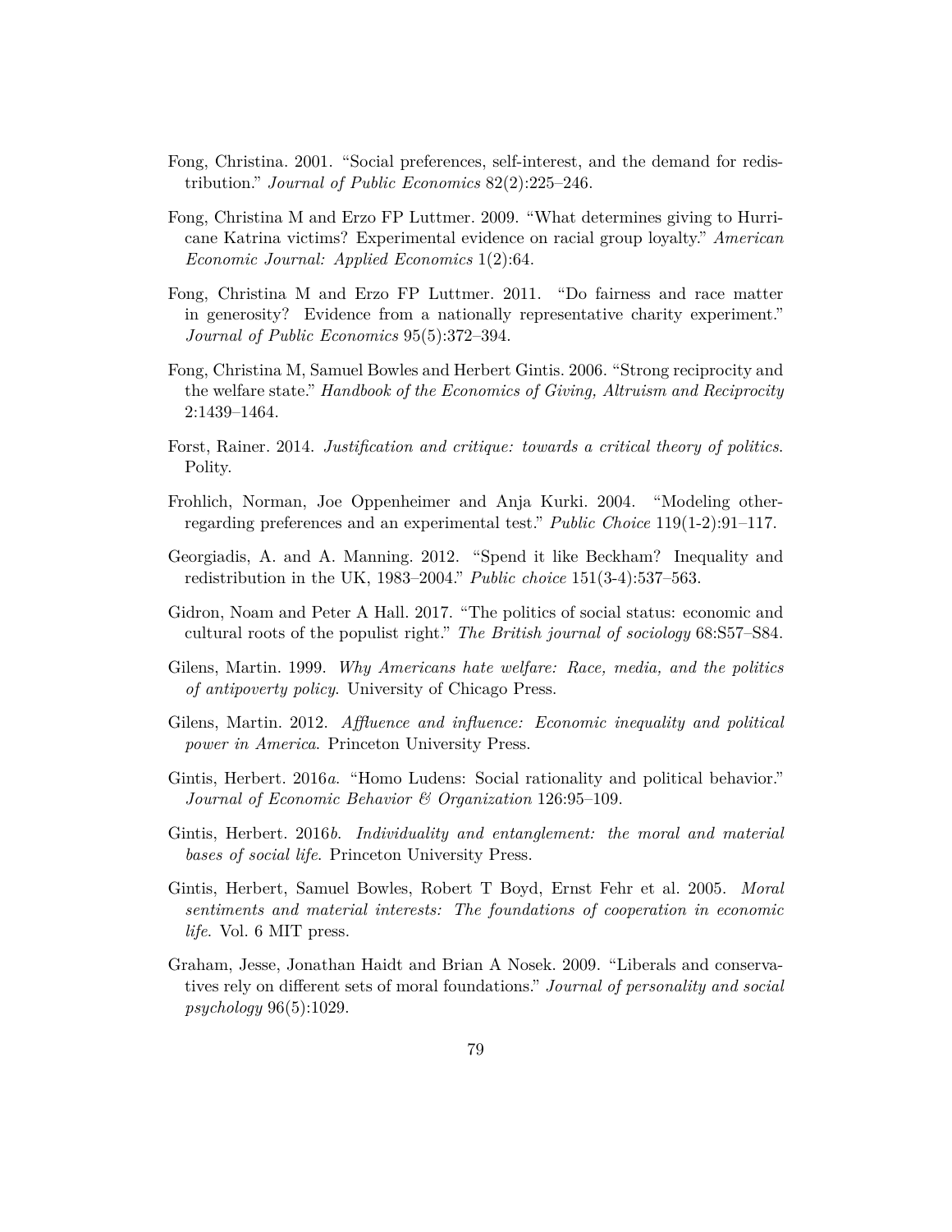Fong, Christina. 2001. "Social preferences, self-interest, and the demand for redistribution." *Journal of Public Economics* 82(2):225–246.

Fong, Christina M and Erzo FP Luttmer. 2009. "What determines giving to Hurricane Katrina victims? Experimental evidence on racial group loyalty." *American Economic Journal: Applied Economics* 1(2):64.

Fong, Christina M and Erzo FP Luttmer. 2011. "Do fairness and race matter in generosity? Evidence from a nationally representative charity experiment." *Journal of Public Economics* 95(5):372–394.

Fong, Christina M, Samuel Bowles and Herbert Gintis. 2006. "Strong reciprocity and the welfare state." *Handbook of the Economics of Giving, Altruism and Reciprocity* 2:1439–1464.

Forst, Rainer. 2014. *Justification and critique: towards a critical theory of politics*. Polity.

Frohlich, Norman, Joe Oppenheimer and Anja Kurki. 2004. "Modeling other-regarding preferences and an experimental test." *Public Choice* 119(1-2):91–117.

Georgiadis, A. and A. Manning. 2012. "Spend it like Beckham? Inequality and redistribution in the UK, 1983–2004." *Public choice* 151(3-4):537–563.

Gidron, Noam and Peter A Hall. 2017. "The politics of social status: economic and cultural roots of the populist right." *The British journal of sociology* 68:S57–S84.

Gilens, Martin. 1999. *Why Americans hate welfare: Race, media, and the politics of antipoverty policy*. University of Chicago Press.

Gilens, Martin. 2012. *Affluence and influence: Economic inequality and political power in America*. Princeton University Press.

Gintis, Herbert. 2016*a*. "Homo Ludens: Social rationality and political behavior." *Journal of Economic Behavior & Organization* 126:95–109.

Gintis, Herbert. 2016*b*. *Individuality and entanglement: the moral and material bases of social life*. Princeton University Press.

Gintis, Herbert, Samuel Bowles, Robert T Boyd, Ernst Fehr et al. 2005. *Moral sentiments and material interests: The foundations of cooperation in economic life*. Vol. 6 MIT press.

Graham, Jesse, Jonathan Haidt and Brian A Nosek. 2009. "Liberals and conservatives rely on different sets of moral foundations." *Journal of personality and social psychology* 96(5):1029.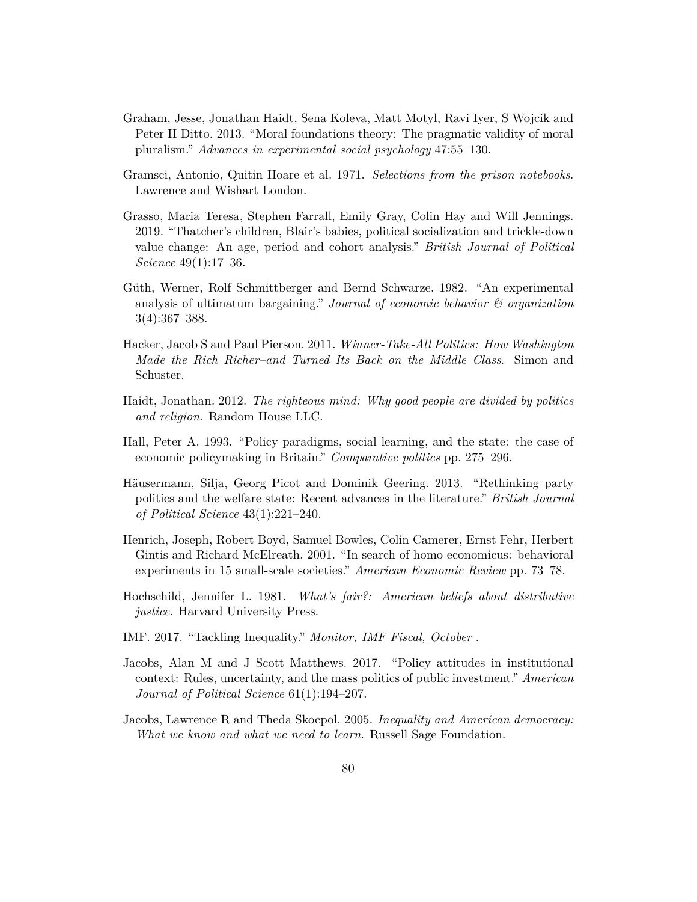Graham, Jesse, Jonathan Haidt, Sena Koleva, Matt Motyl, Ravi Iyer, S Wojcik and Peter H Ditto. 2013. "Moral foundations theory: The pragmatic validity of moral pluralism." *Advances in experimental social psychology* 47:55–130.

Gramsci, Antonio, Quitin Hoare et al. 1971. *Selections from the prison notebooks*. Lawrence and Wishart London.

Grasso, Maria Teresa, Stephen Farrall, Emily Gray, Colin Hay and Will Jennings. 2019. "Thatcher's children, Blair's babies, political socialization and trickle-down value change: An age, period and cohort analysis." *British Journal of Political Science* 49(1):17–36.

Güth, Werner, Rolf Schmittberger and Bernd Schwarze. 1982. "An experimental analysis of ultimatum bargaining." *Journal of economic behavior & organization* 3(4):367–388.

Hacker, Jacob S and Paul Pierson. 2011. *Winner-Take-All Politics: How Washington Made the Rich Richer–and Turned Its Back on the Middle Class*. Simon and Schuster.

Haidt, Jonathan. 2012. *The righteous mind: Why good people are divided by politics and religion*. Random House LLC.

Hall, Peter A. 1993. "Policy paradigms, social learning, and the state: the case of economic policymaking in Britain." *Comparative politics* pp. 275–296.

Häusermann, Silja, Georg Picot and Dominik Geering. 2013. "Rethinking party politics and the welfare state: Recent advances in the literature." *British Journal of Political Science* 43(1):221–240.

Henrich, Joseph, Robert Boyd, Samuel Bowles, Colin Camerer, Ernst Fehr, Herbert Gintis and Richard McElreath. 2001. "In search of homo economicus: behavioral experiments in 15 small-scale societies." *American Economic Review* pp. 73–78.

Hochschild, Jennifer L. 1981. *What's fair?: American beliefs about distributive justice*. Harvard University Press.

IMF. 2017. "Tackling Inequality." *Monitor, IMF Fiscal, October* .

Jacobs, Alan M and J Scott Matthews. 2017. "Policy attitudes in institutional context: Rules, uncertainty, and the mass politics of public investment." *American Journal of Political Science* 61(1):194–207.

Jacobs, Lawrence R and Theda Skocpol. 2005. *Inequality and American democracy: What we know and what we need to learn*. Russell Sage Foundation.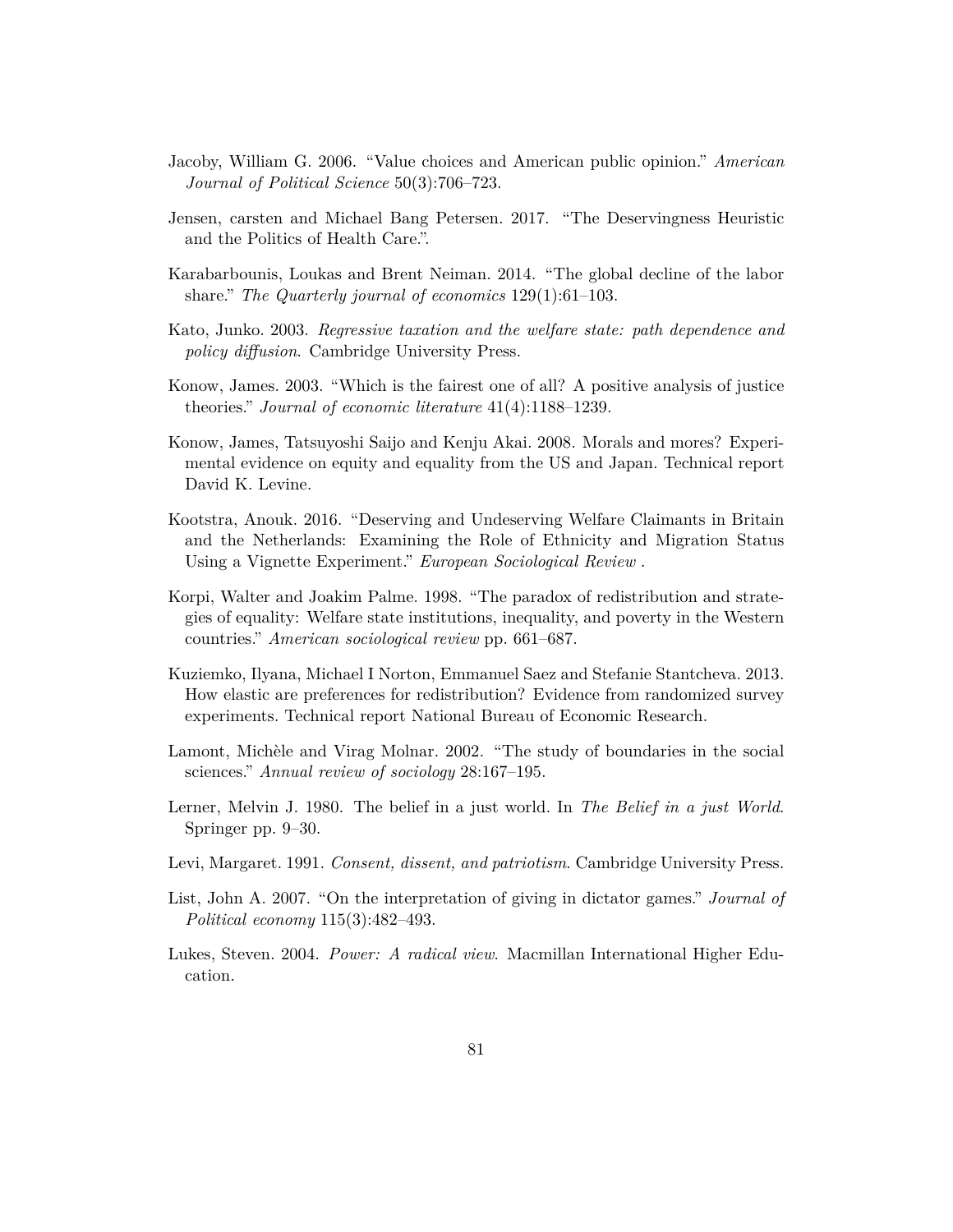Jacoby, William G. 2006. "Value choices and American public opinion." *American Journal of Political Science* 50(3):706–723.

Jensen, carsten and Michael Bang Petersen. 2017. "The Deservingness Heuristic and the Politics of Health Care.".

Karabarbounis, Loukas and Brent Neiman. 2014. "The global decline of the labor share." *The Quarterly journal of economics* 129(1):61–103.

Kato, Junko. 2003. *Regressive taxation and the welfare state: path dependence and policy diffusion*. Cambridge University Press.

Konow, James. 2003. "Which is the fairest one of all? A positive analysis of justice theories." *Journal of economic literature* 41(4):1188–1239.

Konow, James, Tatsuyoshi Saijo and Kenju Akai. 2008. Morals and mores? Experimental evidence on equity and equality from the US and Japan. Technical report David K. Levine.

Kootstra, Anouk. 2016. "Deserving and Undeserving Welfare Claimants in Britain and the Netherlands: Examining the Role of Ethnicity and Migration Status Using a Vignette Experiment." *European Sociological Review* .

Korpi, Walter and Joakim Palme. 1998. "The paradox of redistribution and strategies of equality: Welfare state institutions, inequality, and poverty in the Western countries." *American sociological review* pp. 661–687.

Kuziemko, Ilyana, Michael I Norton, Emmanuel Saez and Stefanie Stantcheva. 2013. How elastic are preferences for redistribution? Evidence from randomized survey experiments. Technical report National Bureau of Economic Research.

Lamont, Michèle and Virag Molnar. 2002. "The study of boundaries in the social sciences." *Annual review of sociology* 28:167–195.

Lerner, Melvin J. 1980. The belief in a just world. In *The Belief in a just World*. Springer pp. 9–30.

Levi, Margaret. 1991. *Consent, dissent, and patriotism*. Cambridge University Press.

List, John A. 2007. "On the interpretation of giving in dictator games." *Journal of Political economy* 115(3):482–493.

Lukes, Steven. 2004. *Power: A radical view*. Macmillan International Higher Education.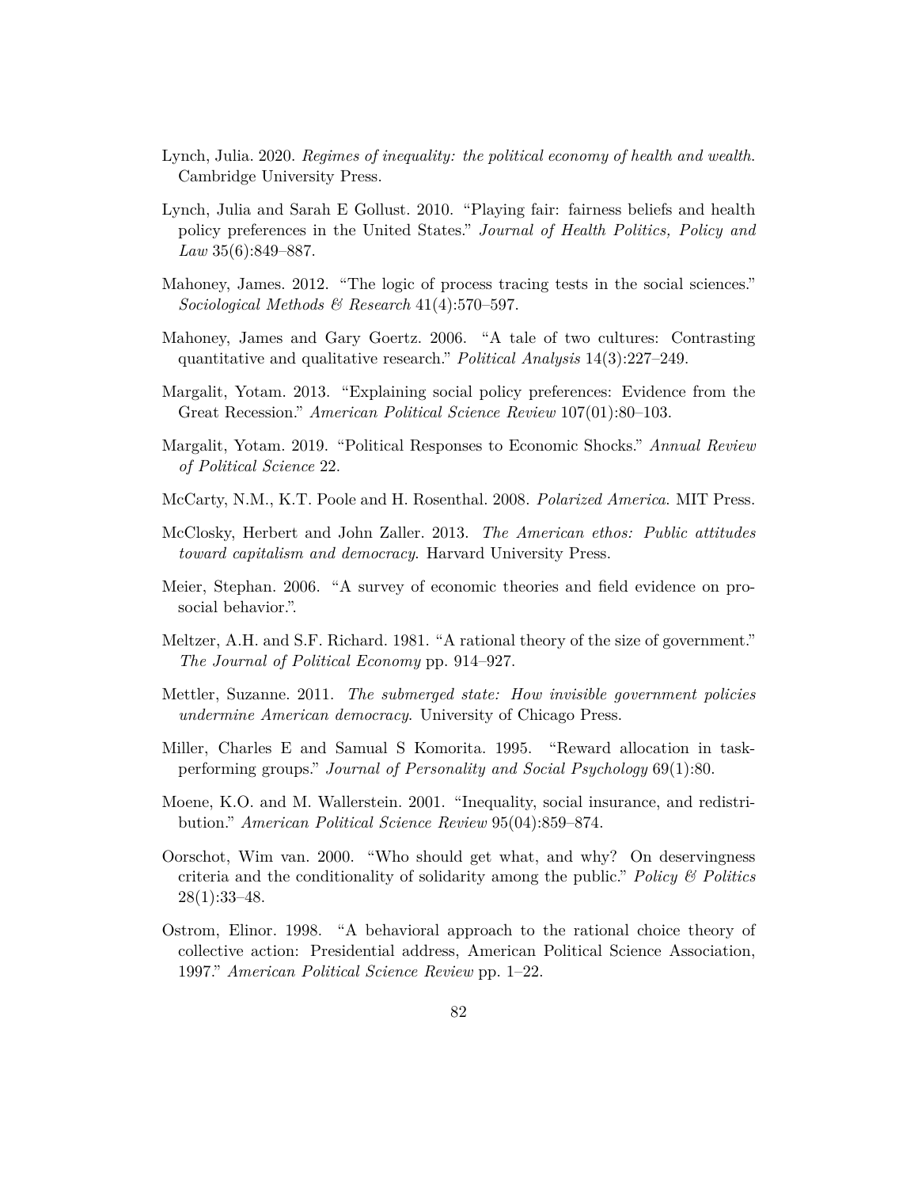Lynch, Julia. 2020. *Regimes of inequality: the political economy of health and wealth*. Cambridge University Press.

Lynch, Julia and Sarah E Gollust. 2010. "Playing fair: fairness beliefs and health policy preferences in the United States." *Journal of Health Politics, Policy and Law* 35(6):849–887.

Mahoney, James. 2012. "The logic of process tracing tests in the social sciences." *Sociological Methods & Research* 41(4):570–597.

Mahoney, James and Gary Goertz. 2006. "A tale of two cultures: Contrasting quantitative and qualitative research." *Political Analysis* 14(3):227–249.

Margalit, Yotam. 2013. "Explaining social policy preferences: Evidence from the Great Recession." *American Political Science Review* 107(01):80–103.

Margalit, Yotam. 2019. "Political Responses to Economic Shocks." *Annual Review of Political Science* 22.

McCarty, N.M., K.T. Poole and H. Rosenthal. 2008. *Polarized America*. MIT Press.

McClosky, Herbert and John Zaller. 2013. *The American ethos: Public attitudes toward capitalism and democracy*. Harvard University Press.

Meier, Stephan. 2006. "A survey of economic theories and field evidence on pro-social behavior.".

Meltzer, A.H. and S.F. Richard. 1981. "A rational theory of the size of government." *The Journal of Political Economy* pp. 914–927.

Mettler, Suzanne. 2011. *The submerged state: How invisible government policies undermine American democracy*. University of Chicago Press.

Miller, Charles E and Samual S Komorita. 1995. "Reward allocation in task-performing groups." *Journal of Personality and Social Psychology* 69(1):80.

Moene, K.O. and M. Wallerstein. 2001. "Inequality, social insurance, and redistribution." *American Political Science Review* 95(04):859–874.

Oorschot, Wim van. 2000. "Who should get what, and why? On deservingness criteria and the conditionality of solidarity among the public." *Policy & Politics* 28(1):33–48.

Ostrom, Elinor. 1998. "A behavioral approach to the rational choice theory of collective action: Presidential address, American Political Science Association, 1997." *American Political Science Review* pp. 1–22.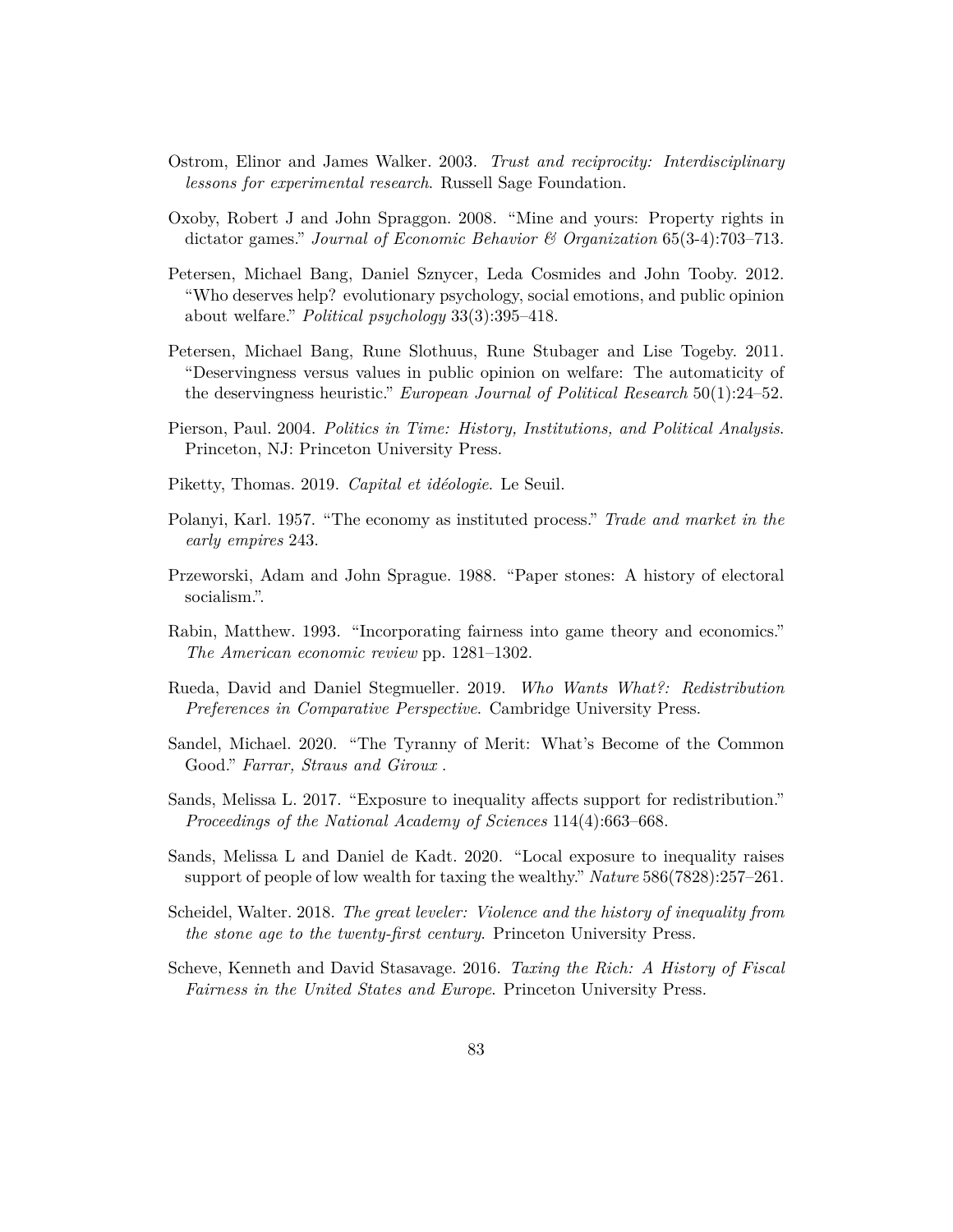Ostrom, Elinor and James Walker. 2003. *Trust and reciprocity: Interdisciplinary lessons for experimental research*. Russell Sage Foundation.

Oxoby, Robert J and John Spraggon. 2008. "Mine and yours: Property rights in dictator games." *Journal of Economic Behavior & Organization* 65(3-4):703–713.

Petersen, Michael Bang, Daniel Sznycer, Leda Cosmides and John Tooby. 2012. "Who deserves help? evolutionary psychology, social emotions, and public opinion about welfare." *Political psychology* 33(3):395–418.

Petersen, Michael Bang, Rune Slothuus, Rune Stubager and Lise Togeby. 2011. "Deservingness versus values in public opinion on welfare: The automaticity of the deservingness heuristic." *European Journal of Political Research* 50(1):24–52.

Pierson, Paul. 2004. *Politics in Time: History, Institutions, and Political Analysis*. Princeton, NJ: Princeton University Press.

Piketty, Thomas. 2019. *Capital et idéologie*. Le Seuil.

Polanyi, Karl. 1957. "The economy as instituted process." *Trade and market in the early empires* 243.

Przeworski, Adam and John Sprague. 1988. "Paper stones: A history of electoral socialism.".

Rabin, Matthew. 1993. "Incorporating fairness into game theory and economics." *The American economic review* pp. 1281–1302.

Rueda, David and Daniel Stegmueller. 2019. *Who Wants What?: Redistribution Preferences in Comparative Perspective*. Cambridge University Press.

Sandel, Michael. 2020. "The Tyranny of Merit: What's Become of the Common Good." *Farrar, Straus and Giroux* .

Sands, Melissa L. 2017. "Exposure to inequality affects support for redistribution." *Proceedings of the National Academy of Sciences* 114(4):663–668.

Sands, Melissa L and Daniel de Kadt. 2020. "Local exposure to inequality raises support of people of low wealth for taxing the wealthy." *Nature* 586(7828):257–261.

Scheidel, Walter. 2018. *The great leveler: Violence and the history of inequality from the stone age to the twenty-first century*. Princeton University Press.

Scheve, Kenneth and David Stasavage. 2016. *Taxing the Rich: A History of Fiscal Fairness in the United States and Europe*. Princeton University Press.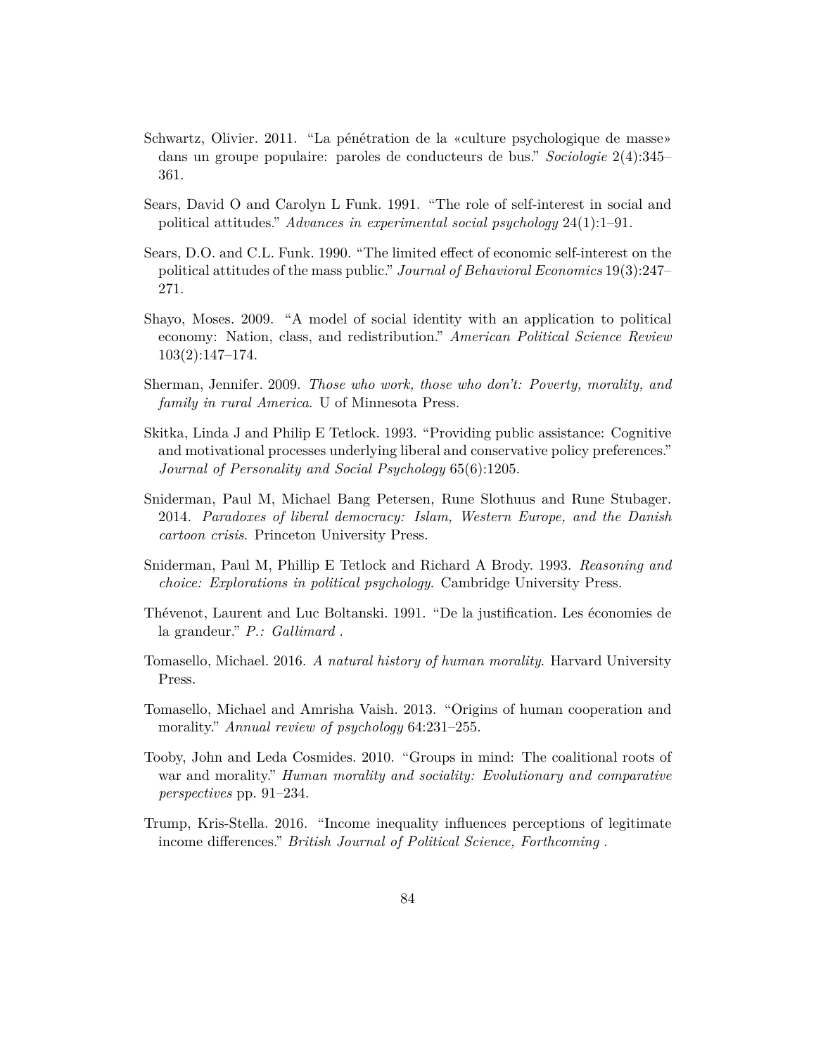Schwartz, Olivier. 2011. "La pénétration de la «culture psychologique de masse» dans un groupe populaire: paroles de conducteurs de bus." *Sociologie* 2(4):345–361.

Sears, David O and Carolyn L Funk. 1991. "The role of self-interest in social and political attitudes." *Advances in experimental social psychology* 24(1):1–91.

Sears, D.O. and C.L. Funk. 1990. "The limited effect of economic self-interest on the political attitudes of the mass public." *Journal of Behavioral Economics* 19(3):247–271.

Shayo, Moses. 2009. "A model of social identity with an application to political economy: Nation, class, and redistribution." *American Political Science Review* 103(2):147–174.

Sherman, Jennifer. 2009. *Those who work, those who don't: Poverty, morality, and family in rural America*. U of Minnesota Press.

Skitka, Linda J and Philip E Tetlock. 1993. "Providing public assistance: Cognitive and motivational processes underlying liberal and conservative policy preferences." *Journal of Personality and Social Psychology* 65(6):1205.

Sniderman, Paul M, Michael Bang Petersen, Rune Slothuus and Rune Stubager. 2014. *Paradoxes of liberal democracy: Islam, Western Europe, and the Danish cartoon crisis*. Princeton University Press.

Sniderman, Paul M, Phillip E Tetlock and Richard A Brody. 1993. *Reasoning and choice: Explorations in political psychology*. Cambridge University Press.

Thévenot, Laurent and Luc Boltanski. 1991. "De la justification. Les économies de la grandeur." *P.: Gallimard* .

Tomasello, Michael. 2016. *A natural history of human morality*. Harvard University Press.

Tomasello, Michael and Amrisha Vaish. 2013. "Origins of human cooperation and morality." *Annual review of psychology* 64:231–255.

Tooby, John and Leda Cosmides. 2010. "Groups in mind: The coalitional roots of war and morality." *Human morality and sociality: Evolutionary and comparative perspectives* pp. 91–234.

Trump, Kris-Stella. 2016. "Income inequality influences perceptions of legitimate income differences." *British Journal of Political Science, Forthcoming* .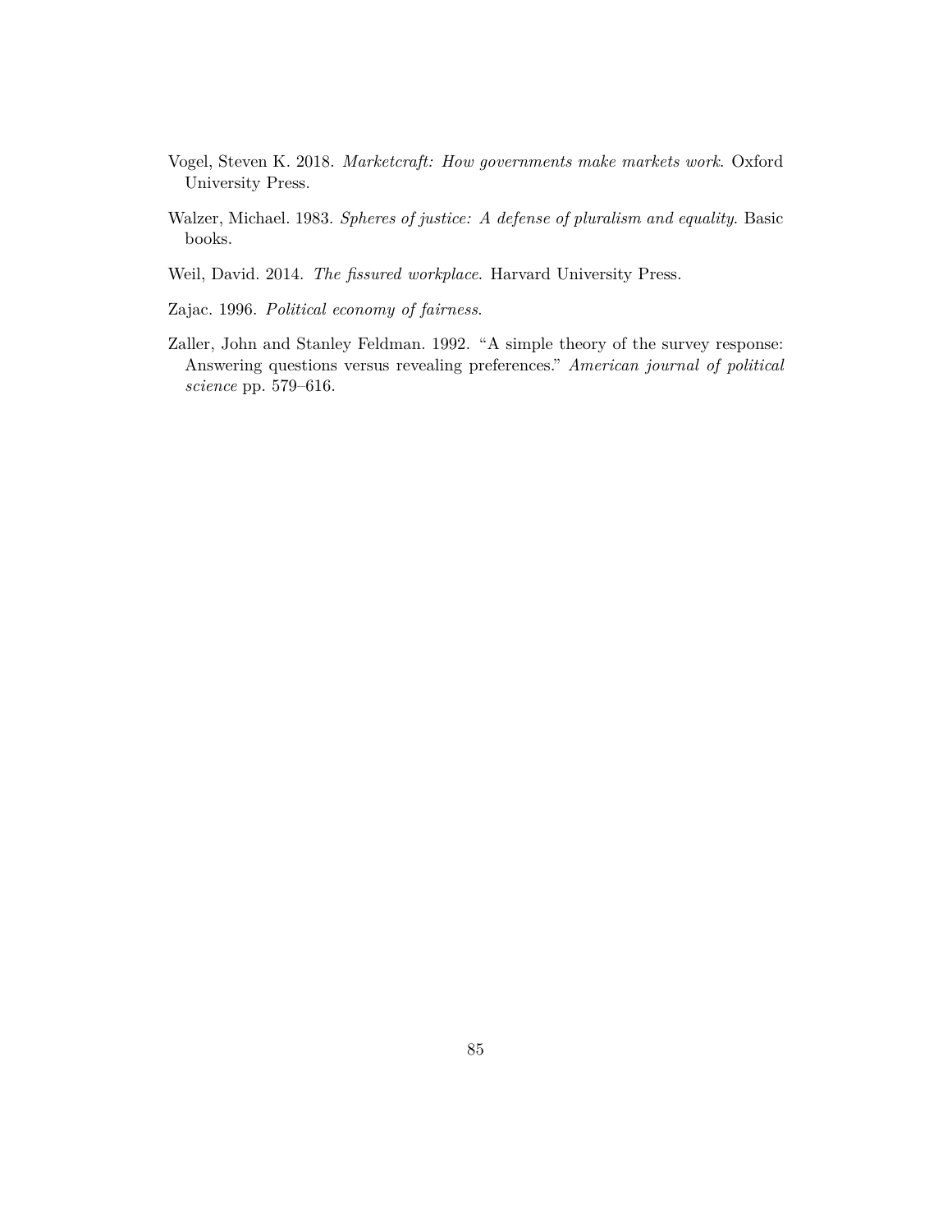Vogel, Steven K. 2018. *Marketcraft: How governments make markets work*. Oxford University Press.

Walzer, Michael. 1983. *Spheres of justice: A defense of pluralism and equality*. Basic books.

Weil, David. 2014. *The fissured workplace*. Harvard University Press.

Zajac. 1996. *Political economy of fairness*.

Zaller, John and Stanley Feldman. 1992. "A simple theory of the survey response: Answering questions versus revealing preferences." *American journal of political science* pp. 579–616.